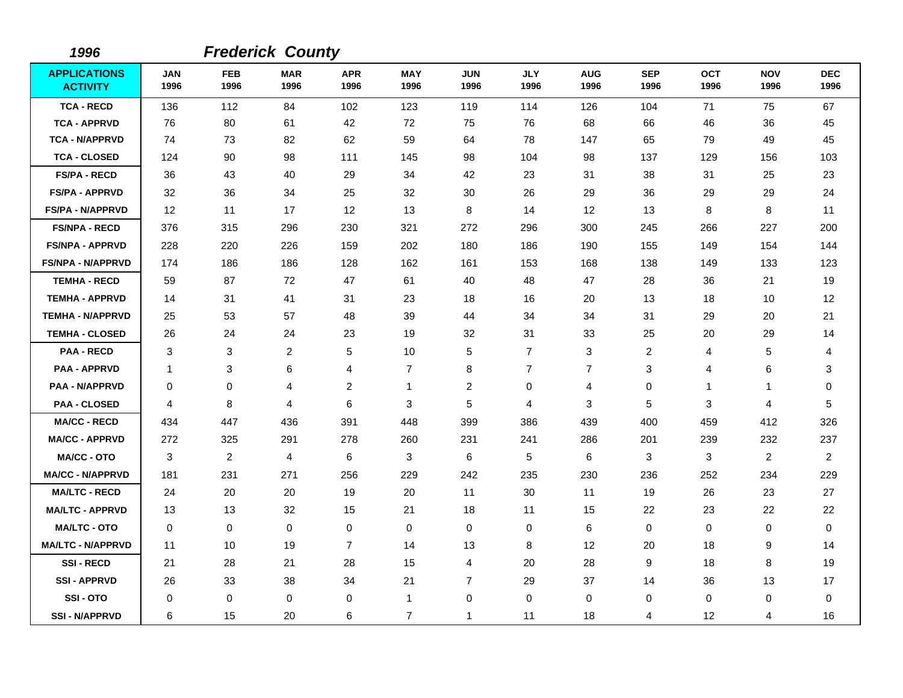***1996*** ***Frederick County***

| APPLICATIONS ACTIVITY | JAN 1996 | FEB 1996 | MAR 1996 | APR 1996 | MAY 1996 | JUN 1996 | JLY 1996 | AUG 1996 | SEP 1996 | OCT 1996 | NOV 1996 | DEC 1996 |
|---|---|---|---|---|---|---|---|---|---|---|---|---|
| TCA - RECD | 136 | 112 | 84 | 102 | 123 | 119 | 114 | 126 | 104 | 71 | 75 | 67 |
| TCA - APPRVD | 76 | 80 | 61 | 42 | 72 | 75 | 76 | 68 | 66 | 46 | 36 | 45 |
| TCA - N/APPRVD | 74 | 73 | 82 | 62 | 59 | 64 | 78 | 147 | 65 | 79 | 49 | 45 |
| TCA - CLOSED | 124 | 90 | 98 | 111 | 145 | 98 | 104 | 98 | 137 | 129 | 156 | 103 |
| FS/PA - RECD | 36 | 43 | 40 | 29 | 34 | 42 | 23 | 31 | 38 | 31 | 25 | 23 |
| FS/PA - APPRVD | 32 | 36 | 34 | 25 | 32 | 30 | 26 | 29 | 36 | 29 | 29 | 24 |
| FS/PA - N/APPRVD | 12 | 11 | 17 | 12 | 13 | 8 | 14 | 12 | 13 | 8 | 8 | 11 |
| FS/NPA - RECD | 376 | 315 | 296 | 230 | 321 | 272 | 296 | 300 | 245 | 266 | 227 | 200 |
| FS/NPA - APPRVD | 228 | 220 | 226 | 159 | 202 | 180 | 186 | 190 | 155 | 149 | 154 | 144 |
| FS/NPA - N/APPRVD | 174 | 186 | 186 | 128 | 162 | 161 | 153 | 168 | 138 | 149 | 133 | 123 |
| TEMHA - RECD | 59 | 87 | 72 | 47 | 61 | 40 | 48 | 47 | 28 | 36 | 21 | 19 |
| TEMHA - APPRVD | 14 | 31 | 41 | 31 | 23 | 18 | 16 | 20 | 13 | 18 | 10 | 12 |
| TEMHA - N/APPRVD | 25 | 53 | 57 | 48 | 39 | 44 | 34 | 34 | 31 | 29 | 20 | 21 |
| TEMHA - CLOSED | 26 | 24 | 24 | 23 | 19 | 32 | 31 | 33 | 25 | 20 | 29 | 14 |
| PAA - RECD | 3 | 3 | 2 | 5 | 10 | 5 | 7 | 3 | 2 | 4 | 5 | 4 |
| PAA - APPRVD | 1 | 3 | 6 | 4 | 7 | 8 | 7 | 7 | 3 | 4 | 6 | 3 |
| PAA - N/APPRVD | 0 | 0 | 4 | 2 | 1 | 2 | 0 | 4 | 0 | 1 | 1 | 0 |
| PAA - CLOSED | 4 | 8 | 4 | 6 | 3 | 5 | 4 | 3 | 5 | 3 | 4 | 5 |
| MA/CC - RECD | 434 | 447 | 436 | 391 | 448 | 399 | 386 | 439 | 400 | 459 | 412 | 326 |
| MA/CC - APPRVD | 272 | 325 | 291 | 278 | 260 | 231 | 241 | 286 | 201 | 239 | 232 | 237 |
| MA/CC - OTO | 3 | 2 | 4 | 6 | 3 | 6 | 5 | 6 | 3 | 3 | 2 | 2 |
| MA/CC - N/APPRVD | 181 | 231 | 271 | 256 | 229 | 242 | 235 | 230 | 236 | 252 | 234 | 229 |
| MA/LTC - RECD | 24 | 20 | 20 | 19 | 20 | 11 | 30 | 11 | 19 | 26 | 23 | 27 |
| MA/LTC - APPRVD | 13 | 13 | 32 | 15 | 21 | 18 | 11 | 15 | 22 | 23 | 22 | 22 |
| MA/LTC - OTO | 0 | 0 | 0 | 0 | 0 | 0 | 0 | 6 | 0 | 0 | 0 | 0 |
| MA/LTC - N/APPRVD | 11 | 10 | 19 | 7 | 14 | 13 | 8 | 12 | 20 | 18 | 9 | 14 |
| SSI - RECD | 21 | 28 | 21 | 28 | 15 | 4 | 20 | 28 | 9 | 18 | 8 | 19 |
| SSI - APPRVD | 26 | 33 | 38 | 34 | 21 | 7 | 29 | 37 | 14 | 36 | 13 | 17 |
| SSI - OTO | 0 | 0 | 0 | 0 | 1 | 0 | 0 | 0 | 0 | 0 | 0 | 0 |
| SSI - N/APPRVD | 6 | 15 | 20 | 6 | 7 | 1 | 11 | 18 | 4 | 12 | 4 | 16 |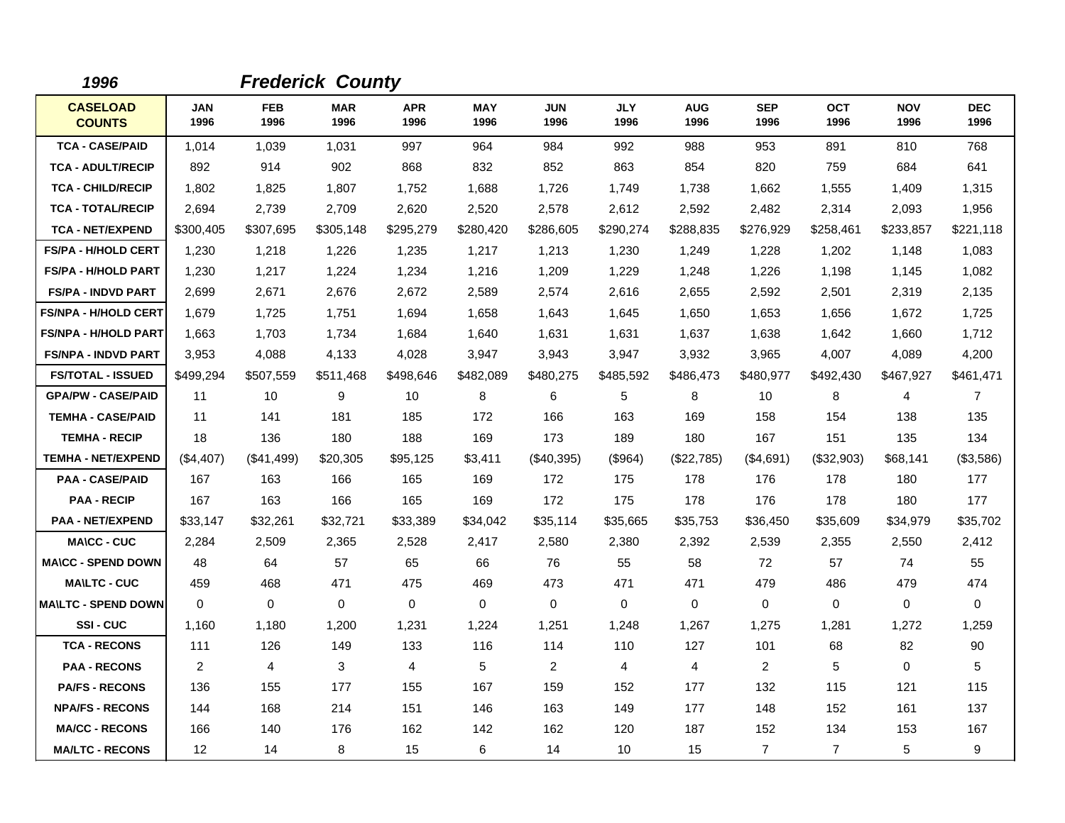*1996* ***Frederick County***

| CASELOAD COUNTS | JAN 1996 | FEB 1996 | MAR 1996 | APR 1996 | MAY 1996 | JUN 1996 | JLY 1996 | AUG 1996 | SEP 1996 | OCT 1996 | NOV 1996 | DEC 1996 |
|---|---|---|---|---|---|---|---|---|---|---|---|---|
| TCA - CASE/PAID | 1,014 | 1,039 | 1,031 | 997 | 964 | 984 | 992 | 988 | 953 | 891 | 810 | 768 |
| TCA - ADULT/RECIP | 892 | 914 | 902 | 868 | 832 | 852 | 863 | 854 | 820 | 759 | 684 | 641 |
| TCA - CHILD/RECIP | 1,802 | 1,825 | 1,807 | 1,752 | 1,688 | 1,726 | 1,749 | 1,738 | 1,662 | 1,555 | 1,409 | 1,315 |
| TCA - TOTAL/RECIP | 2,694 | 2,739 | 2,709 | 2,620 | 2,520 | 2,578 | 2,612 | 2,592 | 2,482 | 2,314 | 2,093 | 1,956 |
| TCA - NET/EXPEND | $300,405 | $307,695 | $305,148 | $295,279 | $280,420 | $286,605 | $290,274 | $288,835 | $276,929 | $258,461 | $233,857 | $221,118 |
| FS/PA - H/HOLD CERT | 1,230 | 1,218 | 1,226 | 1,235 | 1,217 | 1,213 | 1,230 | 1,249 | 1,228 | 1,202 | 1,148 | 1,083 |
| FS/PA - H/HOLD PART | 1,230 | 1,217 | 1,224 | 1,234 | 1,216 | 1,209 | 1,229 | 1,248 | 1,226 | 1,198 | 1,145 | 1,082 |
| FS/PA - INDVD PART | 2,699 | 2,671 | 2,676 | 2,672 | 2,589 | 2,574 | 2,616 | 2,655 | 2,592 | 2,501 | 2,319 | 2,135 |
| FS/NPA - H/HOLD CERT | 1,679 | 1,725 | 1,751 | 1,694 | 1,658 | 1,643 | 1,645 | 1,650 | 1,653 | 1,656 | 1,672 | 1,725 |
| FS/NPA - H/HOLD PART | 1,663 | 1,703 | 1,734 | 1,684 | 1,640 | 1,631 | 1,631 | 1,637 | 1,638 | 1,642 | 1,660 | 1,712 |
| FS/NPA - INDVD PART | 3,953 | 4,088 | 4,133 | 4,028 | 3,947 | 3,943 | 3,947 | 3,932 | 3,965 | 4,007 | 4,089 | 4,200 |
| FS/TOTAL - ISSUED | $499,294 | $507,559 | $511,468 | $498,646 | $482,089 | $480,275 | $485,592 | $486,473 | $480,977 | $492,430 | $467,927 | $461,471 |
| GPA/PW - CASE/PAID | 11 | 10 | 9 | 10 | 8 | 6 | 5 | 8 | 10 | 8 | 4 | 7 |
| TEMHA - CASE/PAID | 11 | 141 | 181 | 185 | 172 | 166 | 163 | 169 | 158 | 154 | 138 | 135 |
| TEMHA - RECIP | 18 | 136 | 180 | 188 | 169 | 173 | 189 | 180 | 167 | 151 | 135 | 134 |
| TEMHA - NET/EXPEND | ($4,407) | ($41,499) | $20,305 | $95,125 | $3,411 | ($40,395) | ($964) | ($22,785) | ($4,691) | ($32,903) | $68,141 | ($3,586) |
| PAA - CASE/PAID | 167 | 163 | 166 | 165 | 169 | 172 | 175 | 178 | 176 | 178 | 180 | 177 |
| PAA - RECIP | 167 | 163 | 166 | 165 | 169 | 172 | 175 | 178 | 176 | 178 | 180 | 177 |
| PAA - NET/EXPEND | $33,147 | $32,261 | $32,721 | $33,389 | $34,042 | $35,114 | $35,665 | $35,753 | $36,450 | $35,609 | $34,979 | $35,702 |
| MA\CC - CUC | 2,284 | 2,509 | 2,365 | 2,528 | 2,417 | 2,580 | 2,380 | 2,392 | 2,539 | 2,355 | 2,550 | 2,412 |
| MA\CC - SPEND DOWN | 48 | 64 | 57 | 65 | 66 | 76 | 55 | 58 | 72 | 57 | 74 | 55 |
| MA\LTC - CUC | 459 | 468 | 471 | 475 | 469 | 473 | 471 | 471 | 479 | 486 | 479 | 474 |
| MA\LTC - SPEND DOWN | 0 | 0 | 0 | 0 | 0 | 0 | 0 | 0 | 0 | 0 | 0 | 0 |
| SSI - CUC | 1,160 | 1,180 | 1,200 | 1,231 | 1,224 | 1,251 | 1,248 | 1,267 | 1,275 | 1,281 | 1,272 | 1,259 |
| TCA - RECONS | 111 | 126 | 149 | 133 | 116 | 114 | 110 | 127 | 101 | 68 | 82 | 90 |
| PAA - RECONS | 2 | 4 | 3 | 4 | 5 | 2 | 4 | 4 | 2 | 5 | 0 | 5 |
| PA/FS - RECONS | 136 | 155 | 177 | 155 | 167 | 159 | 152 | 177 | 132 | 115 | 121 | 115 |
| NPA/FS - RECONS | 144 | 168 | 214 | 151 | 146 | 163 | 149 | 177 | 148 | 152 | 161 | 137 |
| MA/CC - RECONS | 166 | 140 | 176 | 162 | 142 | 162 | 120 | 187 | 152 | 134 | 153 | 167 |
| MA/LTC - RECONS | 12 | 14 | 8 | 15 | 6 | 14 | 10 | 15 | 7 | 7 | 5 | 9 |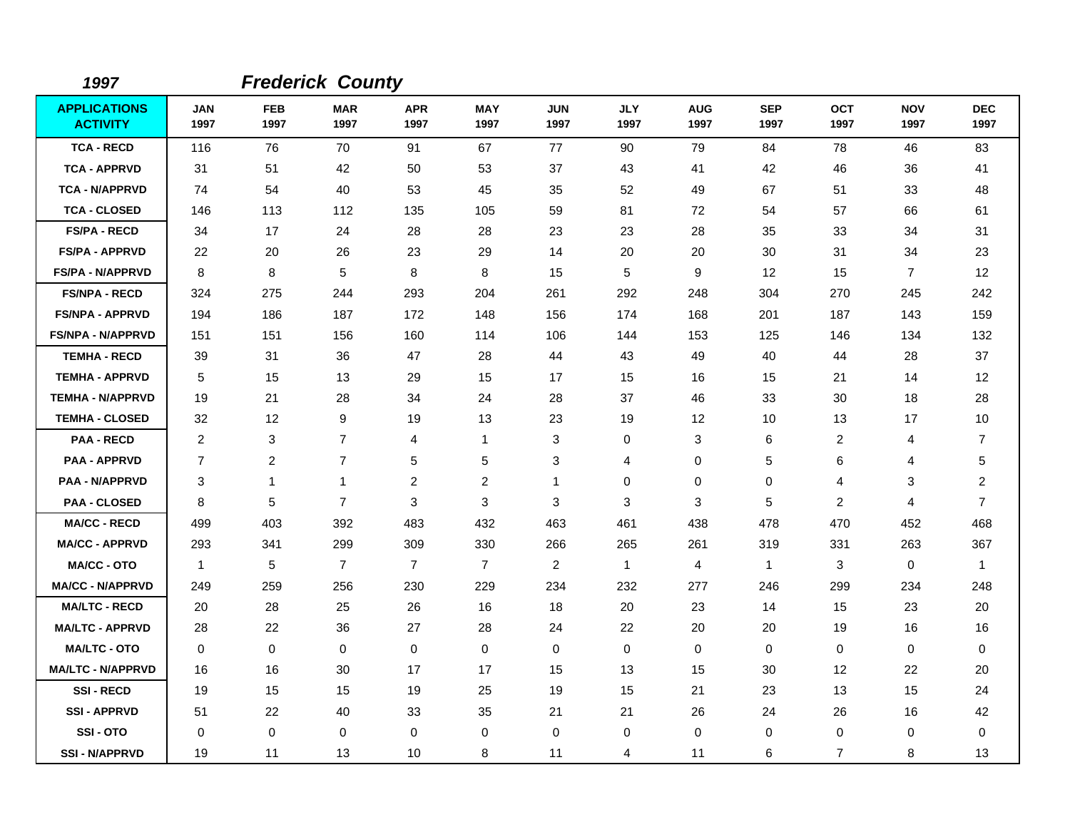*1997* ***Frederick County***

| APPLICATIONS ACTIVITY | JAN 1997 | FEB 1997 | MAR 1997 | APR 1997 | MAY 1997 | JUN 1997 | JLY 1997 | AUG 1997 | SEP 1997 | OCT 1997 | NOV 1997 | DEC 1997 |
|---|---|---|---|---|---|---|---|---|---|---|---|---|
| TCA - RECD | 116 | 76 | 70 | 91 | 67 | 77 | 90 | 79 | 84 | 78 | 46 | 83 |
| TCA - APPRVD | 31 | 51 | 42 | 50 | 53 | 37 | 43 | 41 | 42 | 46 | 36 | 41 |
| TCA - N/APPRVD | 74 | 54 | 40 | 53 | 45 | 35 | 52 | 49 | 67 | 51 | 33 | 48 |
| TCA - CLOSED | 146 | 113 | 112 | 135 | 105 | 59 | 81 | 72 | 54 | 57 | 66 | 61 |
| FS/PA - RECD | 34 | 17 | 24 | 28 | 28 | 23 | 23 | 28 | 35 | 33 | 34 | 31 |
| FS/PA - APPRVD | 22 | 20 | 26 | 23 | 29 | 14 | 20 | 20 | 30 | 31 | 34 | 23 |
| FS/PA - N/APPRVD | 8 | 8 | 5 | 8 | 8 | 15 | 5 | 9 | 12 | 15 | 7 | 12 |
| FS/NPA - RECD | 324 | 275 | 244 | 293 | 204 | 261 | 292 | 248 | 304 | 270 | 245 | 242 |
| FS/NPA - APPRVD | 194 | 186 | 187 | 172 | 148 | 156 | 174 | 168 | 201 | 187 | 143 | 159 |
| FS/NPA - N/APPRVD | 151 | 151 | 156 | 160 | 114 | 106 | 144 | 153 | 125 | 146 | 134 | 132 |
| TEMHA - RECD | 39 | 31 | 36 | 47 | 28 | 44 | 43 | 49 | 40 | 44 | 28 | 37 |
| TEMHA - APPRVD | 5 | 15 | 13 | 29 | 15 | 17 | 15 | 16 | 15 | 21 | 14 | 12 |
| TEMHA - N/APPRVD | 19 | 21 | 28 | 34 | 24 | 28 | 37 | 46 | 33 | 30 | 18 | 28 |
| TEMHA - CLOSED | 32 | 12 | 9 | 19 | 13 | 23 | 19 | 12 | 10 | 13 | 17 | 10 |
| PAA - RECD | 2 | 3 | 7 | 4 | 1 | 3 | 0 | 3 | 6 | 2 | 4 | 7 |
| PAA - APPRVD | 7 | 2 | 7 | 5 | 5 | 3 | 4 | 0 | 5 | 6 | 4 | 5 |
| PAA - N/APPRVD | 3 | 1 | 1 | 2 | 2 | 1 | 0 | 0 | 0 | 4 | 3 | 2 |
| PAA - CLOSED | 8 | 5 | 7 | 3 | 3 | 3 | 3 | 3 | 5 | 2 | 4 | 7 |
| MA/CC - RECD | 499 | 403 | 392 | 483 | 432 | 463 | 461 | 438 | 478 | 470 | 452 | 468 |
| MA/CC - APPRVD | 293 | 341 | 299 | 309 | 330 | 266 | 265 | 261 | 319 | 331 | 263 | 367 |
| MA/CC - OTO | 1 | 5 | 7 | 7 | 7 | 2 | 1 | 4 | 1 | 3 | 0 | 1 |
| MA/CC - N/APPRVD | 249 | 259 | 256 | 230 | 229 | 234 | 232 | 277 | 246 | 299 | 234 | 248 |
| MA/LTC - RECD | 20 | 28 | 25 | 26 | 16 | 18 | 20 | 23 | 14 | 15 | 23 | 20 |
| MA/LTC - APPRVD | 28 | 22 | 36 | 27 | 28 | 24 | 22 | 20 | 20 | 19 | 16 | 16 |
| MA/LTC - OTO | 0 | 0 | 0 | 0 | 0 | 0 | 0 | 0 | 0 | 0 | 0 | 0 |
| MA/LTC - N/APPRVD | 16 | 16 | 30 | 17 | 17 | 15 | 13 | 15 | 30 | 12 | 22 | 20 |
| SSI - RECD | 19 | 15 | 15 | 19 | 25 | 19 | 15 | 21 | 23 | 13 | 15 | 24 |
| SSI - APPRVD | 51 | 22 | 40 | 33 | 35 | 21 | 21 | 26 | 24 | 26 | 16 | 42 |
| SSI - OTO | 0 | 0 | 0 | 0 | 0 | 0 | 0 | 0 | 0 | 0 | 0 | 0 |
| SSI - N/APPRVD | 19 | 11 | 13 | 10 | 8 | 11 | 4 | 11 | 6 | 7 | 8 | 13 |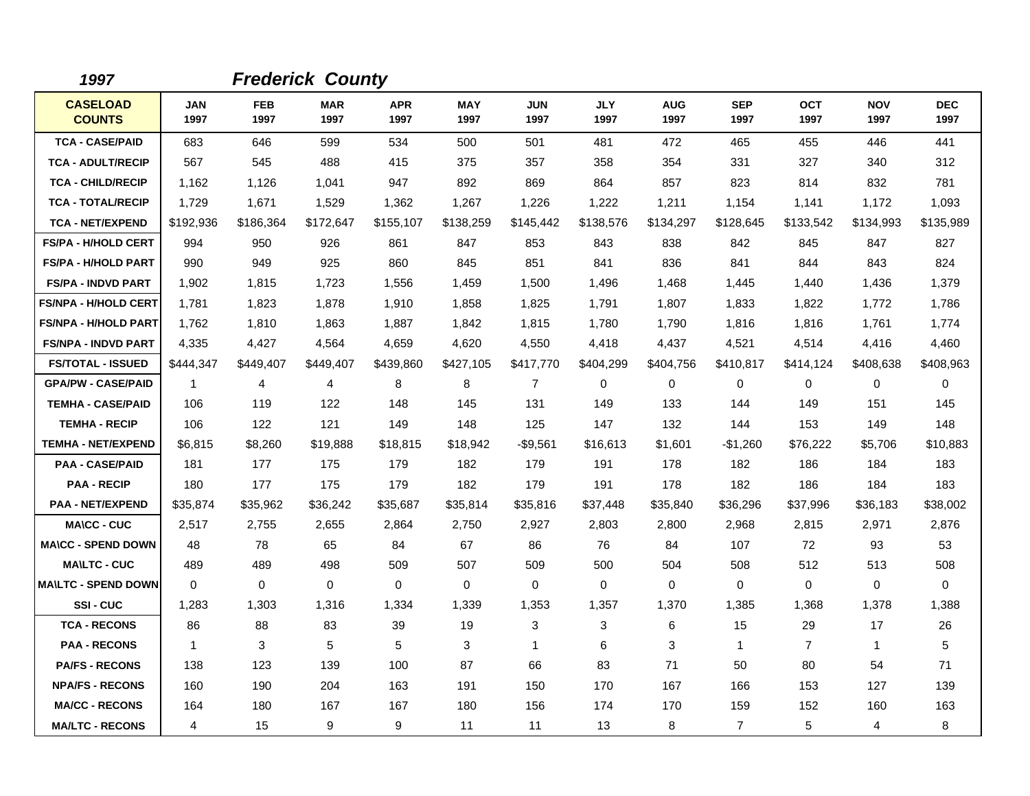***1997*** ***Frederick County***

| CASELOAD COUNTS | JAN 1997 | FEB 1997 | MAR 1997 | APR 1997 | MAY 1997 | JUN 1997 | JLY 1997 | AUG 1997 | SEP 1997 | OCT 1997 | NOV 1997 | DEC 1997 |
|---|---|---|---|---|---|---|---|---|---|---|---|---|
| TCA - CASE/PAID | 683 | 646 | 599 | 534 | 500 | 501 | 481 | 472 | 465 | 455 | 446 | 441 |
| TCA - ADULT/RECIP | 567 | 545 | 488 | 415 | 375 | 357 | 358 | 354 | 331 | 327 | 340 | 312 |
| TCA - CHILD/RECIP | 1,162 | 1,126 | 1,041 | 947 | 892 | 869 | 864 | 857 | 823 | 814 | 832 | 781 |
| TCA - TOTAL/RECIP | 1,729 | 1,671 | 1,529 | 1,362 | 1,267 | 1,226 | 1,222 | 1,211 | 1,154 | 1,141 | 1,172 | 1,093 |
| TCA - NET/EXPEND | $192,936 | $186,364 | $172,647 | $155,107 | $138,259 | $145,442 | $138,576 | $134,297 | $128,645 | $133,542 | $134,993 | $135,989 |
| FS/PA - H/HOLD CERT | 994 | 950 | 926 | 861 | 847 | 853 | 843 | 838 | 842 | 845 | 847 | 827 |
| FS/PA - H/HOLD PART | 990 | 949 | 925 | 860 | 845 | 851 | 841 | 836 | 841 | 844 | 843 | 824 |
| FS/PA - INDVD PART | 1,902 | 1,815 | 1,723 | 1,556 | 1,459 | 1,500 | 1,496 | 1,468 | 1,445 | 1,440 | 1,436 | 1,379 |
| FS/NPA - H/HOLD CERT | 1,781 | 1,823 | 1,878 | 1,910 | 1,858 | 1,825 | 1,791 | 1,807 | 1,833 | 1,822 | 1,772 | 1,786 |
| FS/NPA - H/HOLD PART | 1,762 | 1,810 | 1,863 | 1,887 | 1,842 | 1,815 | 1,780 | 1,790 | 1,816 | 1,816 | 1,761 | 1,774 |
| FS/NPA - INDVD PART | 4,335 | 4,427 | 4,564 | 4,659 | 4,620 | 4,550 | 4,418 | 4,437 | 4,521 | 4,514 | 4,416 | 4,460 |
| FS/TOTAL - ISSUED | $444,347 | $449,407 | $449,407 | $439,860 | $427,105 | $417,770 | $404,299 | $404,756 | $410,817 | $414,124 | $408,638 | $408,963 |
| GPA/PW - CASE/PAID | 1 | 4 | 4 | 8 | 8 | 7 | 0 | 0 | 0 | 0 | 0 | 0 |
| TEMHA - CASE/PAID | 106 | 119 | 122 | 148 | 145 | 131 | 149 | 133 | 144 | 149 | 151 | 145 |
| TEMHA - RECIP | 106 | 122 | 121 | 149 | 148 | 125 | 147 | 132 | 144 | 153 | 149 | 148 |
| TEMHA - NET/EXPEND | $6,815 | $8,260 | $19,888 | $18,815 | $18,942 | -$9,561 | $16,613 | $1,601 | -$1,260 | $76,222 | $5,706 | $10,883 |
| PAA - CASE/PAID | 181 | 177 | 175 | 179 | 182 | 179 | 191 | 178 | 182 | 186 | 184 | 183 |
| PAA - RECIP | 180 | 177 | 175 | 179 | 182 | 179 | 191 | 178 | 182 | 186 | 184 | 183 |
| PAA - NET/EXPEND | $35,874 | $35,962 | $36,242 | $35,687 | $35,814 | $35,816 | $37,448 | $35,840 | $36,296 | $37,996 | $36,183 | $38,002 |
| MA\CC - CUC | 2,517 | 2,755 | 2,655 | 2,864 | 2,750 | 2,927 | 2,803 | 2,800 | 2,968 | 2,815 | 2,971 | 2,876 |
| MA\CC - SPEND DOWN | 48 | 78 | 65 | 84 | 67 | 86 | 76 | 84 | 107 | 72 | 93 | 53 |
| MA\LTC - CUC | 489 | 489 | 498 | 509 | 507 | 509 | 500 | 504 | 508 | 512 | 513 | 508 |
| MA\LTC - SPEND DOWN | 0 | 0 | 0 | 0 | 0 | 0 | 0 | 0 | 0 | 0 | 0 | 0 |
| SSI - CUC | 1,283 | 1,303 | 1,316 | 1,334 | 1,339 | 1,353 | 1,357 | 1,370 | 1,385 | 1,368 | 1,378 | 1,388 |
| TCA - RECONS | 86 | 88 | 83 | 39 | 19 | 3 | 3 | 6 | 15 | 29 | 17 | 26 |
| PAA - RECONS | 1 | 3 | 5 | 5 | 3 | 1 | 6 | 3 | 1 | 7 | 1 | 5 |
| PA/FS - RECONS | 138 | 123 | 139 | 100 | 87 | 66 | 83 | 71 | 50 | 80 | 54 | 71 |
| NPA/FS - RECONS | 160 | 190 | 204 | 163 | 191 | 150 | 170 | 167 | 166 | 153 | 127 | 139 |
| MA/CC - RECONS | 164 | 180 | 167 | 167 | 180 | 156 | 174 | 170 | 159 | 152 | 160 | 163 |
| MA/LTC - RECONS | 4 | 15 | 9 | 9 | 11 | 11 | 13 | 8 | 7 | 5 | 4 | 8 |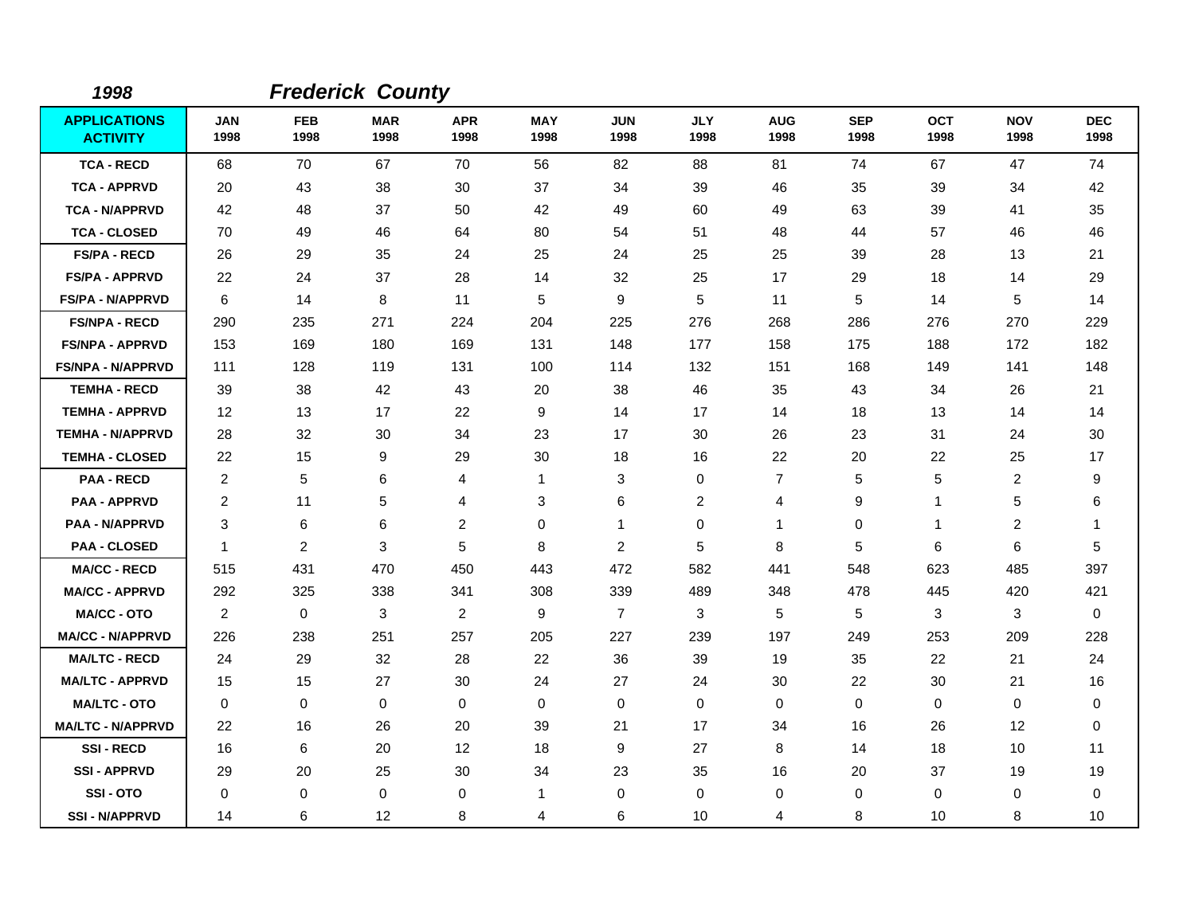*1998* ***Frederick County***

| APPLICATIONS ACTIVITY | JAN 1998 | FEB 1998 | MAR 1998 | APR 1998 | MAY 1998 | JUN 1998 | JLY 1998 | AUG 1998 | SEP 1998 | OCT 1998 | NOV 1998 | DEC 1998 |
|---|---|---|---|---|---|---|---|---|---|---|---|---|
| TCA - RECD | 68 | 70 | 67 | 70 | 56 | 82 | 88 | 81 | 74 | 67 | 47 | 74 |
| TCA - APPRVD | 20 | 43 | 38 | 30 | 37 | 34 | 39 | 46 | 35 | 39 | 34 | 42 |
| TCA - N/APPRVD | 42 | 48 | 37 | 50 | 42 | 49 | 60 | 49 | 63 | 39 | 41 | 35 |
| TCA - CLOSED | 70 | 49 | 46 | 64 | 80 | 54 | 51 | 48 | 44 | 57 | 46 | 46 |
| FS/PA - RECD | 26 | 29 | 35 | 24 | 25 | 24 | 25 | 25 | 39 | 28 | 13 | 21 |
| FS/PA - APPRVD | 22 | 24 | 37 | 28 | 14 | 32 | 25 | 17 | 29 | 18 | 14 | 29 |
| FS/PA - N/APPRVD | 6 | 14 | 8 | 11 | 5 | 9 | 5 | 11 | 5 | 14 | 5 | 14 |
| FS/NPA - RECD | 290 | 235 | 271 | 224 | 204 | 225 | 276 | 268 | 286 | 276 | 270 | 229 |
| FS/NPA - APPRVD | 153 | 169 | 180 | 169 | 131 | 148 | 177 | 158 | 175 | 188 | 172 | 182 |
| FS/NPA - N/APPRVD | 111 | 128 | 119 | 131 | 100 | 114 | 132 | 151 | 168 | 149 | 141 | 148 |
| TEMHA - RECD | 39 | 38 | 42 | 43 | 20 | 38 | 46 | 35 | 43 | 34 | 26 | 21 |
| TEMHA - APPRVD | 12 | 13 | 17 | 22 | 9 | 14 | 17 | 14 | 18 | 13 | 14 | 14 |
| TEMHA - N/APPRVD | 28 | 32 | 30 | 34 | 23 | 17 | 30 | 26 | 23 | 31 | 24 | 30 |
| TEMHA - CLOSED | 22 | 15 | 9 | 29 | 30 | 18 | 16 | 22 | 20 | 22 | 25 | 17 |
| PAA - RECD | 2 | 5 | 6 | 4 | 1 | 3 | 0 | 7 | 5 | 5 | 2 | 9 |
| PAA - APPRVD | 2 | 11 | 5 | 4 | 3 | 6 | 2 | 4 | 9 | 1 | 5 | 6 |
| PAA - N/APPRVD | 3 | 6 | 6 | 2 | 0 | 1 | 0 | 1 | 0 | 1 | 2 | 1 |
| PAA - CLOSED | 1 | 2 | 3 | 5 | 8 | 2 | 5 | 8 | 5 | 6 | 6 | 5 |
| MA/CC - RECD | 515 | 431 | 470 | 450 | 443 | 472 | 582 | 441 | 548 | 623 | 485 | 397 |
| MA/CC - APPRVD | 292 | 325 | 338 | 341 | 308 | 339 | 489 | 348 | 478 | 445 | 420 | 421 |
| MA/CC - OTO | 2 | 0 | 3 | 2 | 9 | 7 | 3 | 5 | 5 | 3 | 3 | 0 |
| MA/CC - N/APPRVD | 226 | 238 | 251 | 257 | 205 | 227 | 239 | 197 | 249 | 253 | 209 | 228 |
| MA/LTC - RECD | 24 | 29 | 32 | 28 | 22 | 36 | 39 | 19 | 35 | 22 | 21 | 24 |
| MA/LTC - APPRVD | 15 | 15 | 27 | 30 | 24 | 27 | 24 | 30 | 22 | 30 | 21 | 16 |
| MA/LTC - OTO | 0 | 0 | 0 | 0 | 0 | 0 | 0 | 0 | 0 | 0 | 0 | 0 |
| MA/LTC - N/APPRVD | 22 | 16 | 26 | 20 | 39 | 21 | 17 | 34 | 16 | 26 | 12 | 0 |
| SSI - RECD | 16 | 6 | 20 | 12 | 18 | 9 | 27 | 8 | 14 | 18 | 10 | 11 |
| SSI - APPRVD | 29 | 20 | 25 | 30 | 34 | 23 | 35 | 16 | 20 | 37 | 19 | 19 |
| SSI - OTO | 0 | 0 | 0 | 0 | 1 | 0 | 0 | 0 | 0 | 0 | 0 | 0 |
| SSI - N/APPRVD | 14 | 6 | 12 | 8 | 4 | 6 | 10 | 4 | 8 | 10 | 8 | 10 |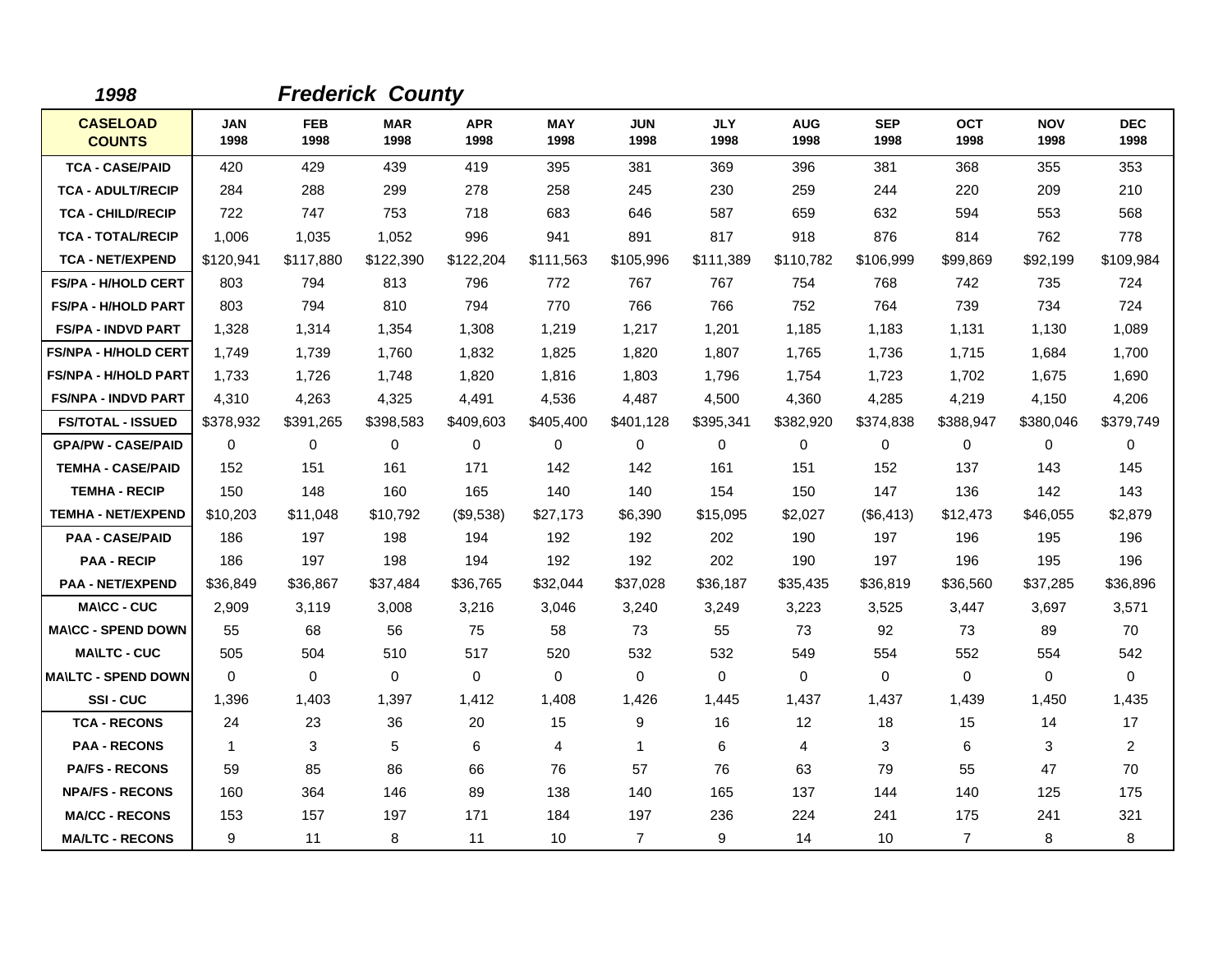*1998* *Frederick County*

| CASELOAD COUNTS | JAN 1998 | FEB 1998 | MAR 1998 | APR 1998 | MAY 1998 | JUN 1998 | JLY 1998 | AUG 1998 | SEP 1998 | OCT 1998 | NOV 1998 | DEC 1998 |
|---|---|---|---|---|---|---|---|---|---|---|---|---|
| TCA - CASE/PAID | 420 | 429 | 439 | 419 | 395 | 381 | 369 | 396 | 381 | 368 | 355 | 353 |
| TCA - ADULT/RECIP | 284 | 288 | 299 | 278 | 258 | 245 | 230 | 259 | 244 | 220 | 209 | 210 |
| TCA - CHILD/RECIP | 722 | 747 | 753 | 718 | 683 | 646 | 587 | 659 | 632 | 594 | 553 | 568 |
| TCA - TOTAL/RECIP | 1,006 | 1,035 | 1,052 | 996 | 941 | 891 | 817 | 918 | 876 | 814 | 762 | 778 |
| TCA - NET/EXPEND | $120,941 | $117,880 | $122,390 | $122,204 | $111,563 | $105,996 | $111,389 | $110,782 | $106,999 | $99,869 | $92,199 | $109,984 |
| FS/PA - H/HOLD CERT | 803 | 794 | 813 | 796 | 772 | 767 | 767 | 754 | 768 | 742 | 735 | 724 |
| FS/PA - H/HOLD PART | 803 | 794 | 810 | 794 | 770 | 766 | 766 | 752 | 764 | 739 | 734 | 724 |
| FS/PA - INDVD PART | 1,328 | 1,314 | 1,354 | 1,308 | 1,219 | 1,217 | 1,201 | 1,185 | 1,183 | 1,131 | 1,130 | 1,089 |
| FS/NPA - H/HOLD CERT | 1,749 | 1,739 | 1,760 | 1,832 | 1,825 | 1,820 | 1,807 | 1,765 | 1,736 | 1,715 | 1,684 | 1,700 |
| FS/NPA - H/HOLD PART | 1,733 | 1,726 | 1,748 | 1,820 | 1,816 | 1,803 | 1,796 | 1,754 | 1,723 | 1,702 | 1,675 | 1,690 |
| FS/NPA - INDVD PART | 4,310 | 4,263 | 4,325 | 4,491 | 4,536 | 4,487 | 4,500 | 4,360 | 4,285 | 4,219 | 4,150 | 4,206 |
| FS/TOTAL - ISSUED | $378,932 | $391,265 | $398,583 | $409,603 | $405,400 | $401,128 | $395,341 | $382,920 | $374,838 | $388,947 | $380,046 | $379,749 |
| GPA/PW - CASE/PAID | 0 | 0 | 0 | 0 | 0 | 0 | 0 | 0 | 0 | 0 | 0 | 0 |
| TEMHA - CASE/PAID | 152 | 151 | 161 | 171 | 142 | 142 | 161 | 151 | 152 | 137 | 143 | 145 |
| TEMHA - RECIP | 150 | 148 | 160 | 165 | 140 | 140 | 154 | 150 | 147 | 136 | 142 | 143 |
| TEMHA - NET/EXPEND | $10,203 | $11,048 | $10,792 | ($9,538) | $27,173 | $6,390 | $15,095 | $2,027 | ($6,413) | $12,473 | $46,055 | $2,879 |
| PAA - CASE/PAID | 186 | 197 | 198 | 194 | 192 | 192 | 202 | 190 | 197 | 196 | 195 | 196 |
| PAA - RECIP | 186 | 197 | 198 | 194 | 192 | 192 | 202 | 190 | 197 | 196 | 195 | 196 |
| PAA - NET/EXPEND | $36,849 | $36,867 | $37,484 | $36,765 | $32,044 | $37,028 | $36,187 | $35,435 | $36,819 | $36,560 | $37,285 | $36,896 |
| MA\CC - CUC | 2,909 | 3,119 | 3,008 | 3,216 | 3,046 | 3,240 | 3,249 | 3,223 | 3,525 | 3,447 | 3,697 | 3,571 |
| MA\CC - SPEND DOWN | 55 | 68 | 56 | 75 | 58 | 73 | 55 | 73 | 92 | 73 | 89 | 70 |
| MA\LTC - CUC | 505 | 504 | 510 | 517 | 520 | 532 | 532 | 549 | 554 | 552 | 554 | 542 |
| MA\LTC - SPEND DOWN | 0 | 0 | 0 | 0 | 0 | 0 | 0 | 0 | 0 | 0 | 0 | 0 |
| SSI - CUC | 1,396 | 1,403 | 1,397 | 1,412 | 1,408 | 1,426 | 1,445 | 1,437 | 1,437 | 1,439 | 1,450 | 1,435 |
| TCA - RECONS | 24 | 23 | 36 | 20 | 15 | 9 | 16 | 12 | 18 | 15 | 14 | 17 |
| PAA - RECONS | 1 | 3 | 5 | 6 | 4 | 1 | 6 | 4 | 3 | 6 | 3 | 2 |
| PA/FS - RECONS | 59 | 85 | 86 | 66 | 76 | 57 | 76 | 63 | 79 | 55 | 47 | 70 |
| NPA/FS - RECONS | 160 | 364 | 146 | 89 | 138 | 140 | 165 | 137 | 144 | 140 | 125 | 175 |
| MA/CC - RECONS | 153 | 157 | 197 | 171 | 184 | 197 | 236 | 224 | 241 | 175 | 241 | 321 |
| MA/LTC - RECONS | 9 | 11 | 8 | 11 | 10 | 7 | 9 | 14 | 10 | 7 | 8 | 8 |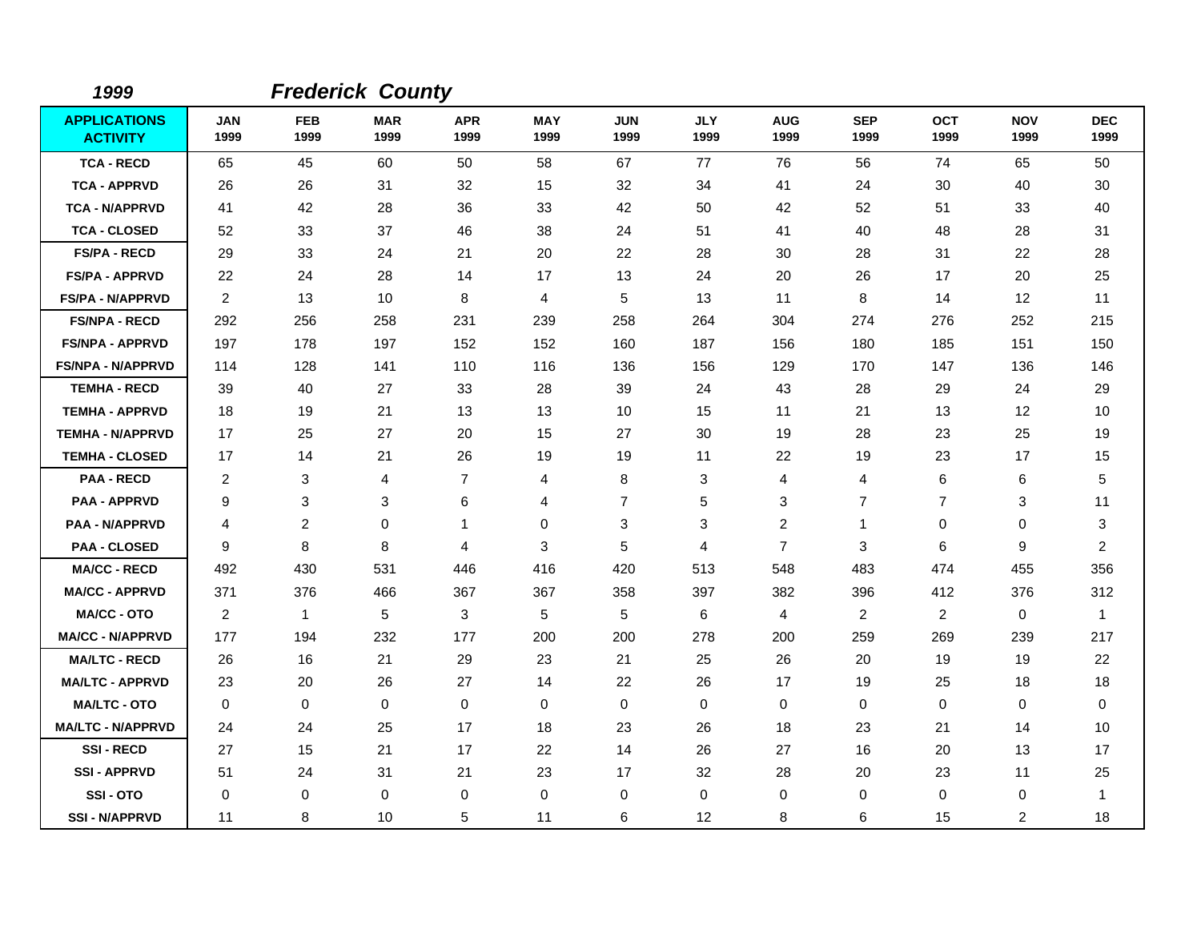*1999* ***Frederick County***

| APPLICATIONS ACTIVITY | JAN 1999 | FEB 1999 | MAR 1999 | APR 1999 | MAY 1999 | JUN 1999 | JLY 1999 | AUG 1999 | SEP 1999 | OCT 1999 | NOV 1999 | DEC 1999 |
|---|---|---|---|---|---|---|---|---|---|---|---|---|
| TCA - RECD | 65 | 45 | 60 | 50 | 58 | 67 | 77 | 76 | 56 | 74 | 65 | 50 |
| TCA - APPRVD | 26 | 26 | 31 | 32 | 15 | 32 | 34 | 41 | 24 | 30 | 40 | 30 |
| TCA - N/APPRVD | 41 | 42 | 28 | 36 | 33 | 42 | 50 | 42 | 52 | 51 | 33 | 40 |
| TCA - CLOSED | 52 | 33 | 37 | 46 | 38 | 24 | 51 | 41 | 40 | 48 | 28 | 31 |
| FS/PA - RECD | 29 | 33 | 24 | 21 | 20 | 22 | 28 | 30 | 28 | 31 | 22 | 28 |
| FS/PA - APPRVD | 22 | 24 | 28 | 14 | 17 | 13 | 24 | 20 | 26 | 17 | 20 | 25 |
| FS/PA - N/APPRVD | 2 | 13 | 10 | 8 | 4 | 5 | 13 | 11 | 8 | 14 | 12 | 11 |
| FS/NPA - RECD | 292 | 256 | 258 | 231 | 239 | 258 | 264 | 304 | 274 | 276 | 252 | 215 |
| FS/NPA - APPRVD | 197 | 178 | 197 | 152 | 152 | 160 | 187 | 156 | 180 | 185 | 151 | 150 |
| FS/NPA - N/APPRVD | 114 | 128 | 141 | 110 | 116 | 136 | 156 | 129 | 170 | 147 | 136 | 146 |
| TEMHA - RECD | 39 | 40 | 27 | 33 | 28 | 39 | 24 | 43 | 28 | 29 | 24 | 29 |
| TEMHA - APPRVD | 18 | 19 | 21 | 13 | 13 | 10 | 15 | 11 | 21 | 13 | 12 | 10 |
| TEMHA - N/APPRVD | 17 | 25 | 27 | 20 | 15 | 27 | 30 | 19 | 28 | 23 | 25 | 19 |
| TEMHA - CLOSED | 17 | 14 | 21 | 26 | 19 | 19 | 11 | 22 | 19 | 23 | 17 | 15 |
| PAA - RECD | 2 | 3 | 4 | 7 | 4 | 8 | 3 | 4 | 4 | 6 | 6 | 5 |
| PAA - APPRVD | 9 | 3 | 3 | 6 | 4 | 7 | 5 | 3 | 7 | 7 | 3 | 11 |
| PAA - N/APPRVD | 4 | 2 | 0 | 1 | 0 | 3 | 3 | 2 | 1 | 0 | 0 | 3 |
| PAA - CLOSED | 9 | 8 | 8 | 4 | 3 | 5 | 4 | 7 | 3 | 6 | 9 | 2 |
| MA/CC - RECD | 492 | 430 | 531 | 446 | 416 | 420 | 513 | 548 | 483 | 474 | 455 | 356 |
| MA/CC - APPRVD | 371 | 376 | 466 | 367 | 367 | 358 | 397 | 382 | 396 | 412 | 376 | 312 |
| MA/CC - OTO | 2 | 1 | 5 | 3 | 5 | 5 | 6 | 4 | 2 | 2 | 0 | 1 |
| MA/CC - N/APPRVD | 177 | 194 | 232 | 177 | 200 | 200 | 278 | 200 | 259 | 269 | 239 | 217 |
| MA/LTC - RECD | 26 | 16 | 21 | 29 | 23 | 21 | 25 | 26 | 20 | 19 | 19 | 22 |
| MA/LTC - APPRVD | 23 | 20 | 26 | 27 | 14 | 22 | 26 | 17 | 19 | 25 | 18 | 18 |
| MA/LTC - OTO | 0 | 0 | 0 | 0 | 0 | 0 | 0 | 0 | 0 | 0 | 0 | 0 |
| MA/LTC - N/APPRVD | 24 | 24 | 25 | 17 | 18 | 23 | 26 | 18 | 23 | 21 | 14 | 10 |
| SSI - RECD | 27 | 15 | 21 | 17 | 22 | 14 | 26 | 27 | 16 | 20 | 13 | 17 |
| SSI - APPRVD | 51 | 24 | 31 | 21 | 23 | 17 | 32 | 28 | 20 | 23 | 11 | 25 |
| SSI - OTO | 0 | 0 | 0 | 0 | 0 | 0 | 0 | 0 | 0 | 0 | 0 | 1 |
| SSI - N/APPRVD | 11 | 8 | 10 | 5 | 11 | 6 | 12 | 8 | 6 | 15 | 2 | 18 |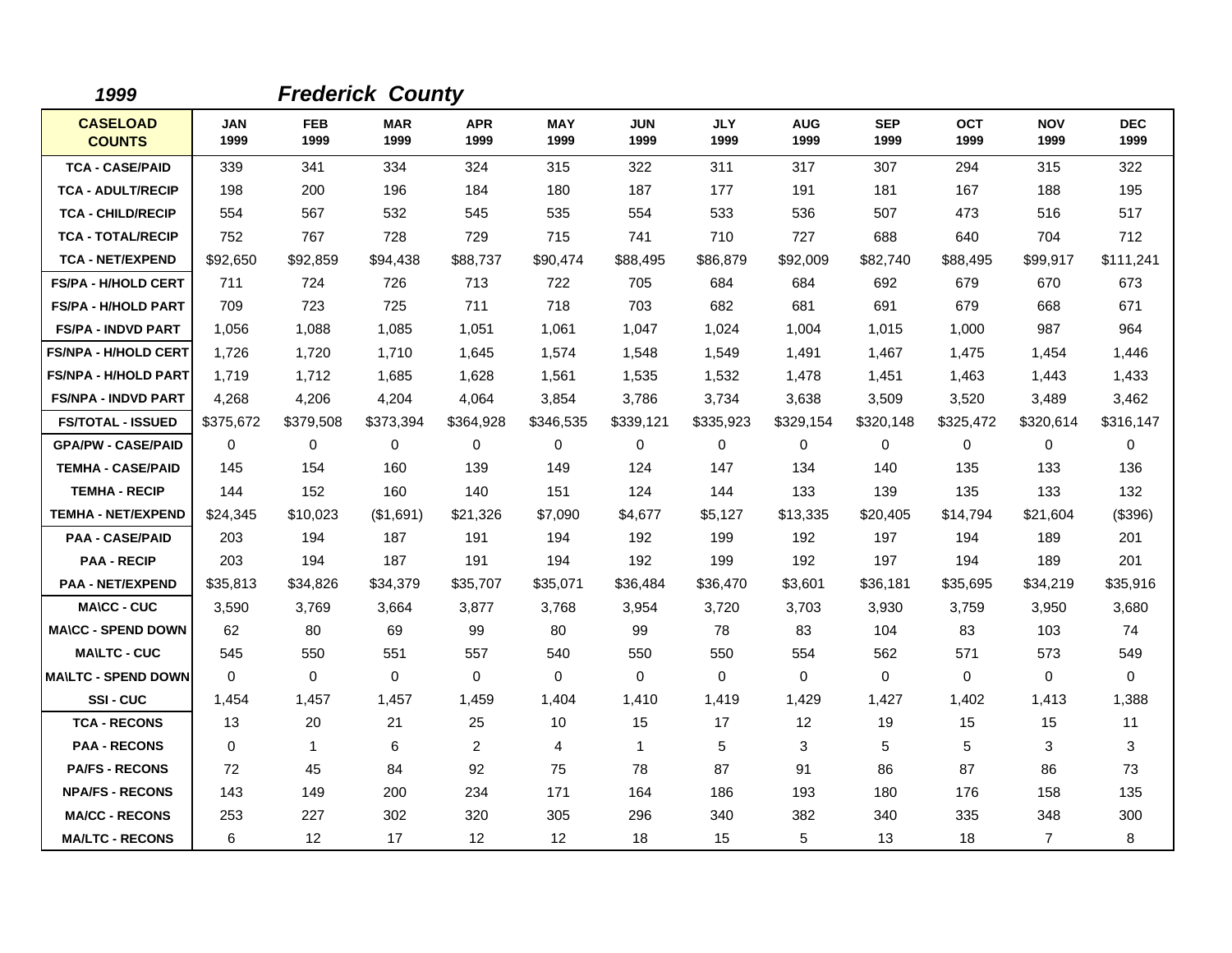*1999* ***Frederick County***

| CASELOAD COUNTS | JAN 1999 | FEB 1999 | MAR 1999 | APR 1999 | MAY 1999 | JUN 1999 | JLY 1999 | AUG 1999 | SEP 1999 | OCT 1999 | NOV 1999 | DEC 1999 |
|---|---|---|---|---|---|---|---|---|---|---|---|---|
| TCA - CASE/PAID | 339 | 341 | 334 | 324 | 315 | 322 | 311 | 317 | 307 | 294 | 315 | 322 |
| TCA - ADULT/RECIP | 198 | 200 | 196 | 184 | 180 | 187 | 177 | 191 | 181 | 167 | 188 | 195 |
| TCA - CHILD/RECIP | 554 | 567 | 532 | 545 | 535 | 554 | 533 | 536 | 507 | 473 | 516 | 517 |
| TCA - TOTAL/RECIP | 752 | 767 | 728 | 729 | 715 | 741 | 710 | 727 | 688 | 640 | 704 | 712 |
| TCA - NET/EXPEND | $92,650 | $92,859 | $94,438 | $88,737 | $90,474 | $88,495 | $86,879 | $92,009 | $82,740 | $88,495 | $99,917 | $111,241 |
| FS/PA - H/HOLD CERT | 711 | 724 | 726 | 713 | 722 | 705 | 684 | 684 | 692 | 679 | 670 | 673 |
| FS/PA - H/HOLD PART | 709 | 723 | 725 | 711 | 718 | 703 | 682 | 681 | 691 | 679 | 668 | 671 |
| FS/PA - INDVD PART | 1,056 | 1,088 | 1,085 | 1,051 | 1,061 | 1,047 | 1,024 | 1,004 | 1,015 | 1,000 | 987 | 964 |
| FS/NPA - H/HOLD CERT | 1,726 | 1,720 | 1,710 | 1,645 | 1,574 | 1,548 | 1,549 | 1,491 | 1,467 | 1,475 | 1,454 | 1,446 |
| FS/NPA - H/HOLD PART | 1,719 | 1,712 | 1,685 | 1,628 | 1,561 | 1,535 | 1,532 | 1,478 | 1,451 | 1,463 | 1,443 | 1,433 |
| FS/NPA - INDVD PART | 4,268 | 4,206 | 4,204 | 4,064 | 3,854 | 3,786 | 3,734 | 3,638 | 3,509 | 3,520 | 3,489 | 3,462 |
| FS/TOTAL - ISSUED | $375,672 | $379,508 | $373,394 | $364,928 | $346,535 | $339,121 | $335,923 | $329,154 | $320,148 | $325,472 | $320,614 | $316,147 |
| GPA/PW - CASE/PAID | 0 | 0 | 0 | 0 | 0 | 0 | 0 | 0 | 0 | 0 | 0 | 0 |
| TEMHA - CASE/PAID | 145 | 154 | 160 | 139 | 149 | 124 | 147 | 134 | 140 | 135 | 133 | 136 |
| TEMHA - RECIP | 144 | 152 | 160 | 140 | 151 | 124 | 144 | 133 | 139 | 135 | 133 | 132 |
| TEMHA - NET/EXPEND | $24,345 | $10,023 | ($1,691) | $21,326 | $7,090 | $4,677 | $5,127 | $13,335 | $20,405 | $14,794 | $21,604 | ($396) |
| PAA - CASE/PAID | 203 | 194 | 187 | 191 | 194 | 192 | 199 | 192 | 197 | 194 | 189 | 201 |
| PAA - RECIP | 203 | 194 | 187 | 191 | 194 | 192 | 199 | 192 | 197 | 194 | 189 | 201 |
| PAA - NET/EXPEND | $35,813 | $34,826 | $34,379 | $35,707 | $35,071 | $36,484 | $36,470 | $3,601 | $36,181 | $35,695 | $34,219 | $35,916 |
| MA\CC - CUC | 3,590 | 3,769 | 3,664 | 3,877 | 3,768 | 3,954 | 3,720 | 3,703 | 3,930 | 3,759 | 3,950 | 3,680 |
| MA\CC - SPEND DOWN | 62 | 80 | 69 | 99 | 80 | 99 | 78 | 83 | 104 | 83 | 103 | 74 |
| MA\LTC - CUC | 545 | 550 | 551 | 557 | 540 | 550 | 550 | 554 | 562 | 571 | 573 | 549 |
| MA\LTC - SPEND DOWN | 0 | 0 | 0 | 0 | 0 | 0 | 0 | 0 | 0 | 0 | 0 | 0 |
| SSI - CUC | 1,454 | 1,457 | 1,457 | 1,459 | 1,404 | 1,410 | 1,419 | 1,429 | 1,427 | 1,402 | 1,413 | 1,388 |
| TCA - RECONS | 13 | 20 | 21 | 25 | 10 | 15 | 17 | 12 | 19 | 15 | 15 | 11 |
| PAA - RECONS | 0 | 1 | 6 | 2 | 4 | 1 | 5 | 3 | 5 | 5 | 3 | 3 |
| PA/FS - RECONS | 72 | 45 | 84 | 92 | 75 | 78 | 87 | 91 | 86 | 87 | 86 | 73 |
| NPA/FS - RECONS | 143 | 149 | 200 | 234 | 171 | 164 | 186 | 193 | 180 | 176 | 158 | 135 |
| MA/CC - RECONS | 253 | 227 | 302 | 320 | 305 | 296 | 340 | 382 | 340 | 335 | 348 | 300 |
| MA/LTC - RECONS | 6 | 12 | 17 | 12 | 12 | 18 | 15 | 5 | 13 | 18 | 7 | 8 |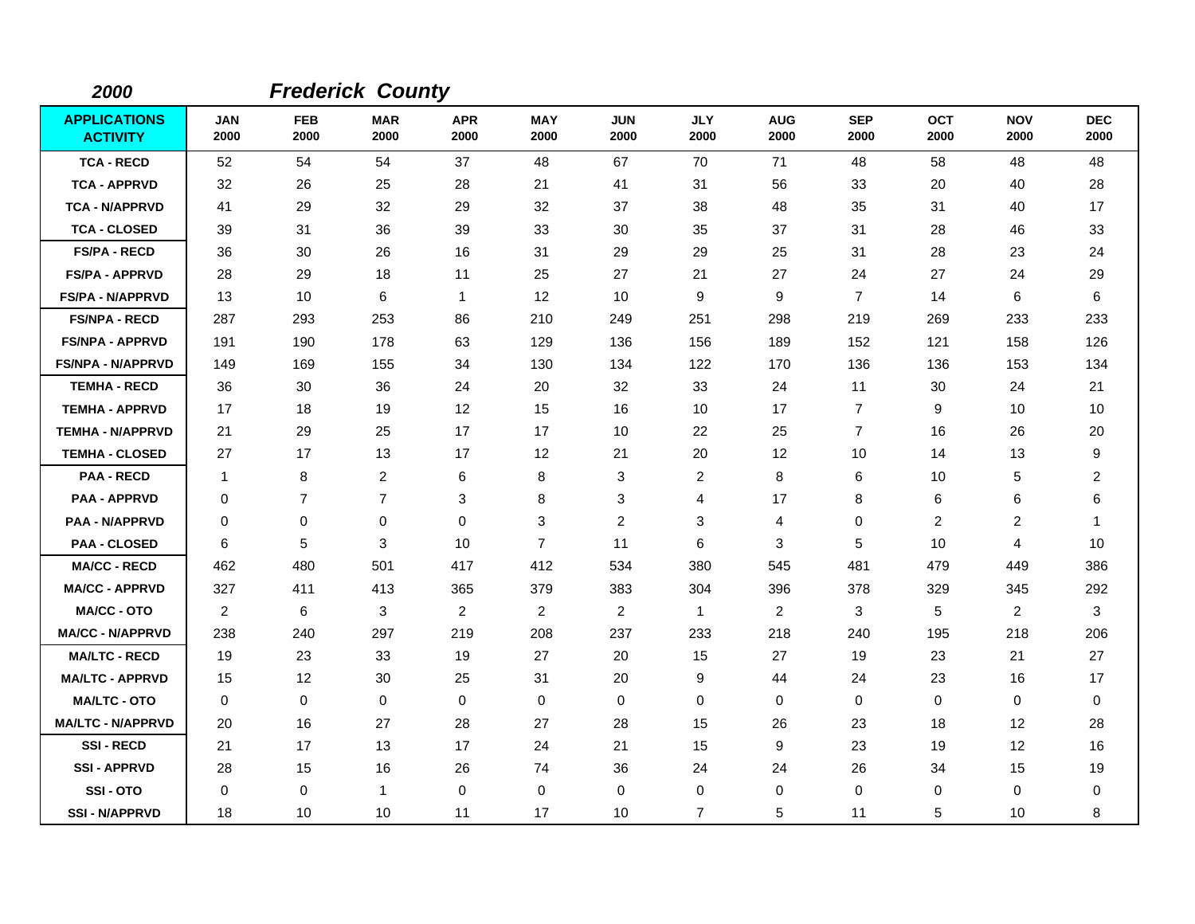**2000** **Frederick County**

| APPLICATIONS ACTIVITY | JAN 2000 | FEB 2000 | MAR 2000 | APR 2000 | MAY 2000 | JUN 2000 | JLY 2000 | AUG 2000 | SEP 2000 | OCT 2000 | NOV 2000 | DEC 2000 |
|---|---|---|---|---|---|---|---|---|---|---|---|---|
| TCA - RECD | 52 | 54 | 54 | 37 | 48 | 67 | 70 | 71 | 48 | 58 | 48 | 48 |
| TCA - APPRVD | 32 | 26 | 25 | 28 | 21 | 41 | 31 | 56 | 33 | 20 | 40 | 28 |
| TCA - N/APPRVD | 41 | 29 | 32 | 29 | 32 | 37 | 38 | 48 | 35 | 31 | 40 | 17 |
| TCA - CLOSED | 39 | 31 | 36 | 39 | 33 | 30 | 35 | 37 | 31 | 28 | 46 | 33 |
| FS/PA - RECD | 36 | 30 | 26 | 16 | 31 | 29 | 29 | 25 | 31 | 28 | 23 | 24 |
| FS/PA - APPRVD | 28 | 29 | 18 | 11 | 25 | 27 | 21 | 27 | 24 | 27 | 24 | 29 |
| FS/PA - N/APPRVD | 13 | 10 | 6 | 1 | 12 | 10 | 9 | 9 | 7 | 14 | 6 | 6 |
| FS/NPA - RECD | 287 | 293 | 253 | 86 | 210 | 249 | 251 | 298 | 219 | 269 | 233 | 233 |
| FS/NPA - APPRVD | 191 | 190 | 178 | 63 | 129 | 136 | 156 | 189 | 152 | 121 | 158 | 126 |
| FS/NPA - N/APPRVD | 149 | 169 | 155 | 34 | 130 | 134 | 122 | 170 | 136 | 136 | 153 | 134 |
| TEMHA - RECD | 36 | 30 | 36 | 24 | 20 | 32 | 33 | 24 | 11 | 30 | 24 | 21 |
| TEMHA - APPRVD | 17 | 18 | 19 | 12 | 15 | 16 | 10 | 17 | 7 | 9 | 10 | 10 |
| TEMHA - N/APPRVD | 21 | 29 | 25 | 17 | 17 | 10 | 22 | 25 | 7 | 16 | 26 | 20 |
| TEMHA - CLOSED | 27 | 17 | 13 | 17 | 12 | 21 | 20 | 12 | 10 | 14 | 13 | 9 |
| PAA - RECD | 1 | 8 | 2 | 6 | 8 | 3 | 2 | 8 | 6 | 10 | 5 | 2 |
| PAA - APPRVD | 0 | 7 | 7 | 3 | 8 | 3 | 4 | 17 | 8 | 6 | 6 | 6 |
| PAA - N/APPRVD | 0 | 0 | 0 | 0 | 3 | 2 | 3 | 4 | 0 | 2 | 2 | 1 |
| PAA - CLOSED | 6 | 5 | 3 | 10 | 7 | 11 | 6 | 3 | 5 | 10 | 4 | 10 |
| MA/CC - RECD | 462 | 480 | 501 | 417 | 412 | 534 | 380 | 545 | 481 | 479 | 449 | 386 |
| MA/CC - APPRVD | 327 | 411 | 413 | 365 | 379 | 383 | 304 | 396 | 378 | 329 | 345 | 292 |
| MA/CC - OTO | 2 | 6 | 3 | 2 | 2 | 2 | 1 | 2 | 3 | 5 | 2 | 3 |
| MA/CC - N/APPRVD | 238 | 240 | 297 | 219 | 208 | 237 | 233 | 218 | 240 | 195 | 218 | 206 |
| MA/LTC - RECD | 19 | 23 | 33 | 19 | 27 | 20 | 15 | 27 | 19 | 23 | 21 | 27 |
| MA/LTC - APPRVD | 15 | 12 | 30 | 25 | 31 | 20 | 9 | 44 | 24 | 23 | 16 | 17 |
| MA/LTC - OTO | 0 | 0 | 0 | 0 | 0 | 0 | 0 | 0 | 0 | 0 | 0 | 0 |
| MA/LTC - N/APPRVD | 20 | 16 | 27 | 28 | 27 | 28 | 15 | 26 | 23 | 18 | 12 | 28 |
| SSI - RECD | 21 | 17 | 13 | 17 | 24 | 21 | 15 | 9 | 23 | 19 | 12 | 16 |
| SSI - APPRVD | 28 | 15 | 16 | 26 | 74 | 36 | 24 | 24 | 26 | 34 | 15 | 19 |
| SSI - OTO | 0 | 0 | 1 | 0 | 0 | 0 | 0 | 0 | 0 | 0 | 0 | 0 |
| SSI - N/APPRVD | 18 | 10 | 10 | 11 | 17 | 10 | 7 | 5 | 11 | 5 | 10 | 8 |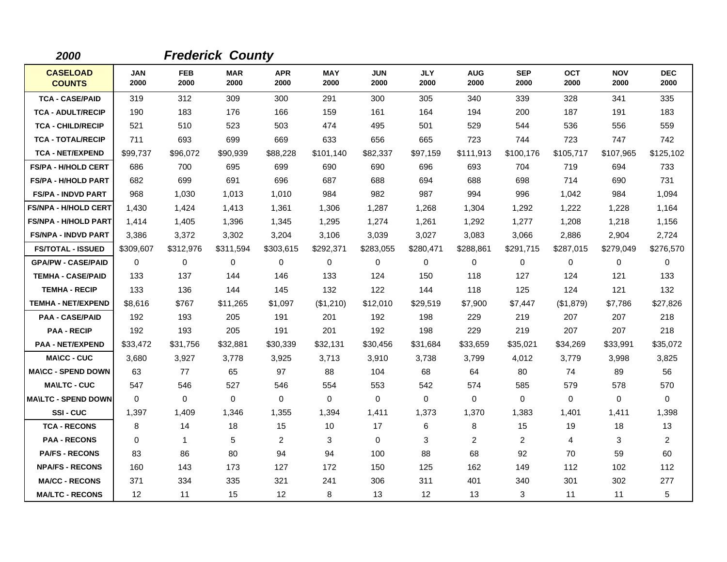**2000** **Frederick County**

| CASELOAD COUNTS | JAN 2000 | FEB 2000 | MAR 2000 | APR 2000 | MAY 2000 | JUN 2000 | JLY 2000 | AUG 2000 | SEP 2000 | OCT 2000 | NOV 2000 | DEC 2000 |
|---|---|---|---|---|---|---|---|---|---|---|---|---|
| TCA - CASE/PAID | 319 | 312 | 309 | 300 | 291 | 300 | 305 | 340 | 339 | 328 | 341 | 335 |
| TCA - ADULT/RECIP | 190 | 183 | 176 | 166 | 159 | 161 | 164 | 194 | 200 | 187 | 191 | 183 |
| TCA - CHILD/RECIP | 521 | 510 | 523 | 503 | 474 | 495 | 501 | 529 | 544 | 536 | 556 | 559 |
| TCA - TOTAL/RECIP | 711 | 693 | 699 | 669 | 633 | 656 | 665 | 723 | 744 | 723 | 747 | 742 |
| TCA - NET/EXPEND | $99,737 | $96,072 | $90,939 | $88,228 | $101,140 | $82,337 | $97,159 | $111,913 | $100,176 | $105,717 | $107,965 | $125,102 |
| FS/PA - H/HOLD CERT | 686 | 700 | 695 | 699 | 690 | 690 | 696 | 693 | 704 | 719 | 694 | 733 |
| FS/PA - H/HOLD PART | 682 | 699 | 691 | 696 | 687 | 688 | 694 | 688 | 698 | 714 | 690 | 731 |
| FS/PA - INDVD PART | 968 | 1,030 | 1,013 | 1,010 | 984 | 982 | 987 | 994 | 996 | 1,042 | 984 | 1,094 |
| FS/NPA - H/HOLD CERT | 1,430 | 1,424 | 1,413 | 1,361 | 1,306 | 1,287 | 1,268 | 1,304 | 1,292 | 1,222 | 1,228 | 1,164 |
| FS/NPA - H/HOLD PART | 1,414 | 1,405 | 1,396 | 1,345 | 1,295 | 1,274 | 1,261 | 1,292 | 1,277 | 1,208 | 1,218 | 1,156 |
| FS/NPA - INDVD PART | 3,386 | 3,372 | 3,302 | 3,204 | 3,106 | 3,039 | 3,027 | 3,083 | 3,066 | 2,886 | 2,904 | 2,724 |
| FS/TOTAL - ISSUED | $309,607 | $312,976 | $311,594 | $303,615 | $292,371 | $283,055 | $280,471 | $288,861 | $291,715 | $287,015 | $279,049 | $276,570 |
| GPA/PW - CASE/PAID | 0 | 0 | 0 | 0 | 0 | 0 | 0 | 0 | 0 | 0 | 0 | 0 |
| TEMHA - CASE/PAID | 133 | 137 | 144 | 146 | 133 | 124 | 150 | 118 | 127 | 124 | 121 | 133 |
| TEMHA - RECIP | 133 | 136 | 144 | 145 | 132 | 122 | 144 | 118 | 125 | 124 | 121 | 132 |
| TEMHA - NET/EXPEND | $8,616 | $767 | $11,265 | $1,097 | ($1,210) | $12,010 | $29,519 | $7,900 | $7,447 | ($1,879) | $7,786 | $27,826 |
| PAA - CASE/PAID | 192 | 193 | 205 | 191 | 201 | 192 | 198 | 229 | 219 | 207 | 207 | 218 |
| PAA - RECIP | 192 | 193 | 205 | 191 | 201 | 192 | 198 | 229 | 219 | 207 | 207 | 218 |
| PAA - NET/EXPEND | $33,472 | $31,756 | $32,881 | $30,339 | $32,131 | $30,456 | $31,684 | $33,659 | $35,021 | $34,269 | $33,991 | $35,072 |
| MA\CC - CUC | 3,680 | 3,927 | 3,778 | 3,925 | 3,713 | 3,910 | 3,738 | 3,799 | 4,012 | 3,779 | 3,998 | 3,825 |
| MA\CC - SPEND DOWN | 63 | 77 | 65 | 97 | 88 | 104 | 68 | 64 | 80 | 74 | 89 | 56 |
| MA\LTC - CUC | 547 | 546 | 527 | 546 | 554 | 553 | 542 | 574 | 585 | 579 | 578 | 570 |
| MA\LTC - SPEND DOWN | 0 | 0 | 0 | 0 | 0 | 0 | 0 | 0 | 0 | 0 | 0 | 0 |
| SSI - CUC | 1,397 | 1,409 | 1,346 | 1,355 | 1,394 | 1,411 | 1,373 | 1,370 | 1,383 | 1,401 | 1,411 | 1,398 |
| TCA - RECONS | 8 | 14 | 18 | 15 | 10 | 17 | 6 | 8 | 15 | 19 | 18 | 13 |
| PAA - RECONS | 0 | 1 | 5 | 2 | 3 | 0 | 3 | 2 | 2 | 4 | 3 | 2 |
| PA/FS - RECONS | 83 | 86 | 80 | 94 | 94 | 100 | 88 | 68 | 92 | 70 | 59 | 60 |
| NPA/FS - RECONS | 160 | 143 | 173 | 127 | 172 | 150 | 125 | 162 | 149 | 112 | 102 | 112 |
| MA/CC - RECONS | 371 | 334 | 335 | 321 | 241 | 306 | 311 | 401 | 340 | 301 | 302 | 277 |
| MA/LTC - RECONS | 12 | 11 | 15 | 12 | 8 | 13 | 12 | 13 | 3 | 11 | 11 | 5 |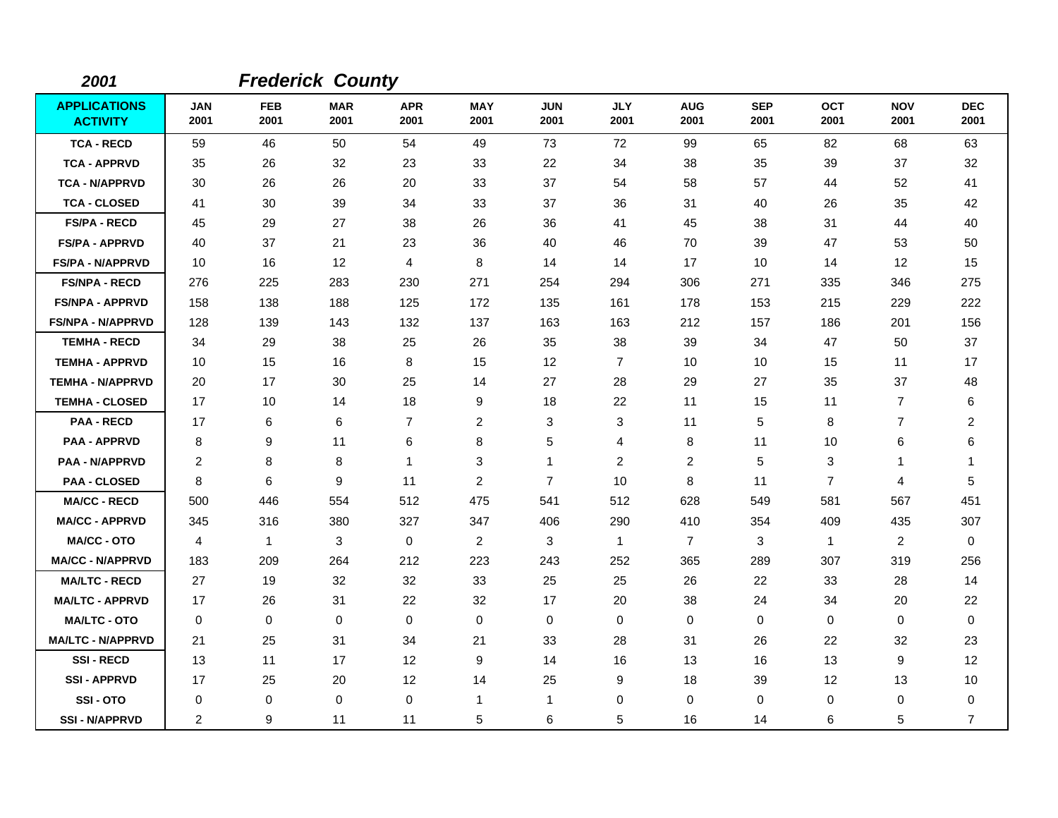*2001* ***Frederick County***

| APPLICATIONS ACTIVITY | JAN 2001 | FEB 2001 | MAR 2001 | APR 2001 | MAY 2001 | JUN 2001 | JLY 2001 | AUG 2001 | SEP 2001 | OCT 2001 | NOV 2001 | DEC 2001 |
|---|---|---|---|---|---|---|---|---|---|---|---|---|
| TCA - RECD | 59 | 46 | 50 | 54 | 49 | 73 | 72 | 99 | 65 | 82 | 68 | 63 |
| TCA - APPRVD | 35 | 26 | 32 | 23 | 33 | 22 | 34 | 38 | 35 | 39 | 37 | 32 |
| TCA - N/APPRVD | 30 | 26 | 26 | 20 | 33 | 37 | 54 | 58 | 57 | 44 | 52 | 41 |
| TCA - CLOSED | 41 | 30 | 39 | 34 | 33 | 37 | 36 | 31 | 40 | 26 | 35 | 42 |
| FS/PA - RECD | 45 | 29 | 27 | 38 | 26 | 36 | 41 | 45 | 38 | 31 | 44 | 40 |
| FS/PA - APPRVD | 40 | 37 | 21 | 23 | 36 | 40 | 46 | 70 | 39 | 47 | 53 | 50 |
| FS/PA - N/APPRVD | 10 | 16 | 12 | 4 | 8 | 14 | 14 | 17 | 10 | 14 | 12 | 15 |
| FS/NPA - RECD | 276 | 225 | 283 | 230 | 271 | 254 | 294 | 306 | 271 | 335 | 346 | 275 |
| FS/NPA - APPRVD | 158 | 138 | 188 | 125 | 172 | 135 | 161 | 178 | 153 | 215 | 229 | 222 |
| FS/NPA - N/APPRVD | 128 | 139 | 143 | 132 | 137 | 163 | 163 | 212 | 157 | 186 | 201 | 156 |
| TEMHA - RECD | 34 | 29 | 38 | 25 | 26 | 35 | 38 | 39 | 34 | 47 | 50 | 37 |
| TEMHA - APPRVD | 10 | 15 | 16 | 8 | 15 | 12 | 7 | 10 | 10 | 15 | 11 | 17 |
| TEMHA - N/APPRVD | 20 | 17 | 30 | 25 | 14 | 27 | 28 | 29 | 27 | 35 | 37 | 48 |
| TEMHA - CLOSED | 17 | 10 | 14 | 18 | 9 | 18 | 22 | 11 | 15 | 11 | 7 | 6 |
| PAA - RECD | 17 | 6 | 6 | 7 | 2 | 3 | 3 | 11 | 5 | 8 | 7 | 2 |
| PAA - APPRVD | 8 | 9 | 11 | 6 | 8 | 5 | 4 | 8 | 11 | 10 | 6 | 6 |
| PAA - N/APPRVD | 2 | 8 | 8 | 1 | 3 | 1 | 2 | 2 | 5 | 3 | 1 | 1 |
| PAA - CLOSED | 8 | 6 | 9 | 11 | 2 | 7 | 10 | 8 | 11 | 7 | 4 | 5 |
| MA/CC - RECD | 500 | 446 | 554 | 512 | 475 | 541 | 512 | 628 | 549 | 581 | 567 | 451 |
| MA/CC - APPRVD | 345 | 316 | 380 | 327 | 347 | 406 | 290 | 410 | 354 | 409 | 435 | 307 |
| MA/CC - OTO | 4 | 1 | 3 | 0 | 2 | 3 | 1 | 7 | 3 | 1 | 2 | 0 |
| MA/CC - N/APPRVD | 183 | 209 | 264 | 212 | 223 | 243 | 252 | 365 | 289 | 307 | 319 | 256 |
| MA/LTC - RECD | 27 | 19 | 32 | 32 | 33 | 25 | 25 | 26 | 22 | 33 | 28 | 14 |
| MA/LTC - APPRVD | 17 | 26 | 31 | 22 | 32 | 17 | 20 | 38 | 24 | 34 | 20 | 22 |
| MA/LTC - OTO | 0 | 0 | 0 | 0 | 0 | 0 | 0 | 0 | 0 | 0 | 0 | 0 |
| MA/LTC - N/APPRVD | 21 | 25 | 31 | 34 | 21 | 33 | 28 | 31 | 26 | 22 | 32 | 23 |
| SSI - RECD | 13 | 11 | 17 | 12 | 9 | 14 | 16 | 13 | 16 | 13 | 9 | 12 |
| SSI - APPRVD | 17 | 25 | 20 | 12 | 14 | 25 | 9 | 18 | 39 | 12 | 13 | 10 |
| SSI - OTO | 0 | 0 | 0 | 0 | 1 | 1 | 0 | 0 | 0 | 0 | 0 | 0 |
| SSI - N/APPRVD | 2 | 9 | 11 | 11 | 5 | 6 | 5 | 16 | 14 | 6 | 5 | 7 |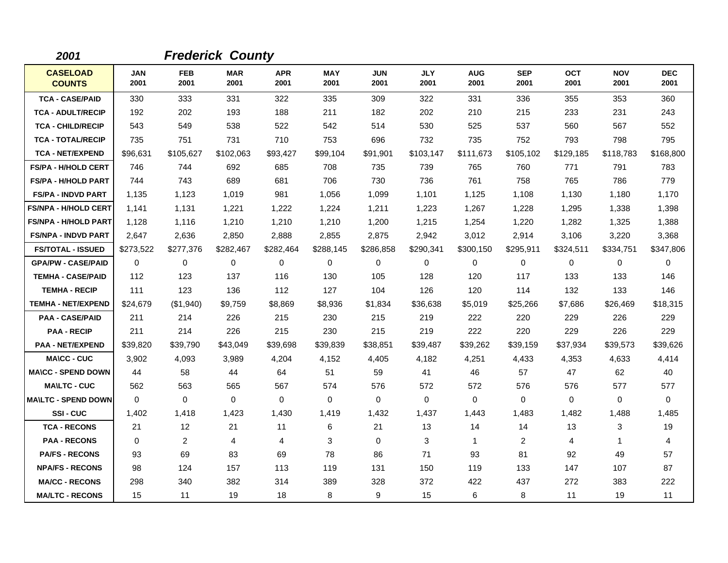**2001** ***Frederick County***

| CASELOAD COUNTS | JAN 2001 | FEB 2001 | MAR 2001 | APR 2001 | MAY 2001 | JUN 2001 | JLY 2001 | AUG 2001 | SEP 2001 | OCT 2001 | NOV 2001 | DEC 2001 |
|---|---|---|---|---|---|---|---|---|---|---|---|---|
| TCA - CASE/PAID | 330 | 333 | 331 | 322 | 335 | 309 | 322 | 331 | 336 | 355 | 353 | 360 |
| TCA - ADULT/RECIP | 192 | 202 | 193 | 188 | 211 | 182 | 202 | 210 | 215 | 233 | 231 | 243 |
| TCA - CHILD/RECIP | 543 | 549 | 538 | 522 | 542 | 514 | 530 | 525 | 537 | 560 | 567 | 552 |
| TCA - TOTAL/RECIP | 735 | 751 | 731 | 710 | 753 | 696 | 732 | 735 | 752 | 793 | 798 | 795 |
| TCA - NET/EXPEND | $96,631 | $105,627 | $102,063 | $93,427 | $99,104 | $91,901 | $103,147 | $111,673 | $105,102 | $129,185 | $118,783 | $168,800 |
| FS/PA - H/HOLD CERT | 746 | 744 | 692 | 685 | 708 | 735 | 739 | 765 | 760 | 771 | 791 | 783 |
| FS/PA - H/HOLD PART | 744 | 743 | 689 | 681 | 706 | 730 | 736 | 761 | 758 | 765 | 786 | 779 |
| FS/PA - INDVD PART | 1,135 | 1,123 | 1,019 | 981 | 1,056 | 1,099 | 1,101 | 1,125 | 1,108 | 1,130 | 1,180 | 1,170 |
| FS/NPA - H/HOLD CERT | 1,141 | 1,131 | 1,221 | 1,222 | 1,224 | 1,211 | 1,223 | 1,267 | 1,228 | 1,295 | 1,338 | 1,398 |
| FS/NPA - H/HOLD PART | 1,128 | 1,116 | 1,210 | 1,210 | 1,210 | 1,200 | 1,215 | 1,254 | 1,220 | 1,282 | 1,325 | 1,388 |
| FS/NPA - INDVD PART | 2,647 | 2,636 | 2,850 | 2,888 | 2,855 | 2,875 | 2,942 | 3,012 | 2,914 | 3,106 | 3,220 | 3,368 |
| FS/TOTAL - ISSUED | $273,522 | $277,376 | $282,467 | $282,464 | $288,145 | $286,858 | $290,341 | $300,150 | $295,911 | $324,511 | $334,751 | $347,806 |
| GPA/PW - CASE/PAID | 0 | 0 | 0 | 0 | 0 | 0 | 0 | 0 | 0 | 0 | 0 | 0 |
| TEMHA - CASE/PAID | 112 | 123 | 137 | 116 | 130 | 105 | 128 | 120 | 117 | 133 | 133 | 146 |
| TEMHA - RECIP | 111 | 123 | 136 | 112 | 127 | 104 | 126 | 120 | 114 | 132 | 133 | 146 |
| TEMHA - NET/EXPEND | $24,679 | ($1,940) | $9,759 | $8,869 | $8,936 | $1,834 | $36,638 | $5,019 | $25,266 | $7,686 | $26,469 | $18,315 |
| PAA - CASE/PAID | 211 | 214 | 226 | 215 | 230 | 215 | 219 | 222 | 220 | 229 | 226 | 229 |
| PAA - RECIP | 211 | 214 | 226 | 215 | 230 | 215 | 219 | 222 | 220 | 229 | 226 | 229 |
| PAA - NET/EXPEND | $39,820 | $39,790 | $43,049 | $39,698 | $39,839 | $38,851 | $39,487 | $39,262 | $39,159 | $37,934 | $39,573 | $39,626 |
| MA\CC - CUC | 3,902 | 4,093 | 3,989 | 4,204 | 4,152 | 4,405 | 4,182 | 4,251 | 4,433 | 4,353 | 4,633 | 4,414 |
| MA\CC - SPEND DOWN | 44 | 58 | 44 | 64 | 51 | 59 | 41 | 46 | 57 | 47 | 62 | 40 |
| MA\LTC - CUC | 562 | 563 | 565 | 567 | 574 | 576 | 572 | 572 | 576 | 576 | 577 | 577 |
| MA\LTC - SPEND DOWN | 0 | 0 | 0 | 0 | 0 | 0 | 0 | 0 | 0 | 0 | 0 | 0 |
| SSI - CUC | 1,402 | 1,418 | 1,423 | 1,430 | 1,419 | 1,432 | 1,437 | 1,443 | 1,483 | 1,482 | 1,488 | 1,485 |
| TCA - RECONS | 21 | 12 | 21 | 11 | 6 | 21 | 13 | 14 | 14 | 13 | 3 | 19 |
| PAA - RECONS | 0 | 2 | 4 | 4 | 3 | 0 | 3 | 1 | 2 | 4 | 1 | 4 |
| PA/FS - RECONS | 93 | 69 | 83 | 69 | 78 | 86 | 71 | 93 | 81 | 92 | 49 | 57 |
| NPA/FS - RECONS | 98 | 124 | 157 | 113 | 119 | 131 | 150 | 119 | 133 | 147 | 107 | 87 |
| MA/CC - RECONS | 298 | 340 | 382 | 314 | 389 | 328 | 372 | 422 | 437 | 272 | 383 | 222 |
| MA/LTC - RECONS | 15 | 11 | 19 | 18 | 8 | 9 | 15 | 6 | 8 | 11 | 19 | 11 |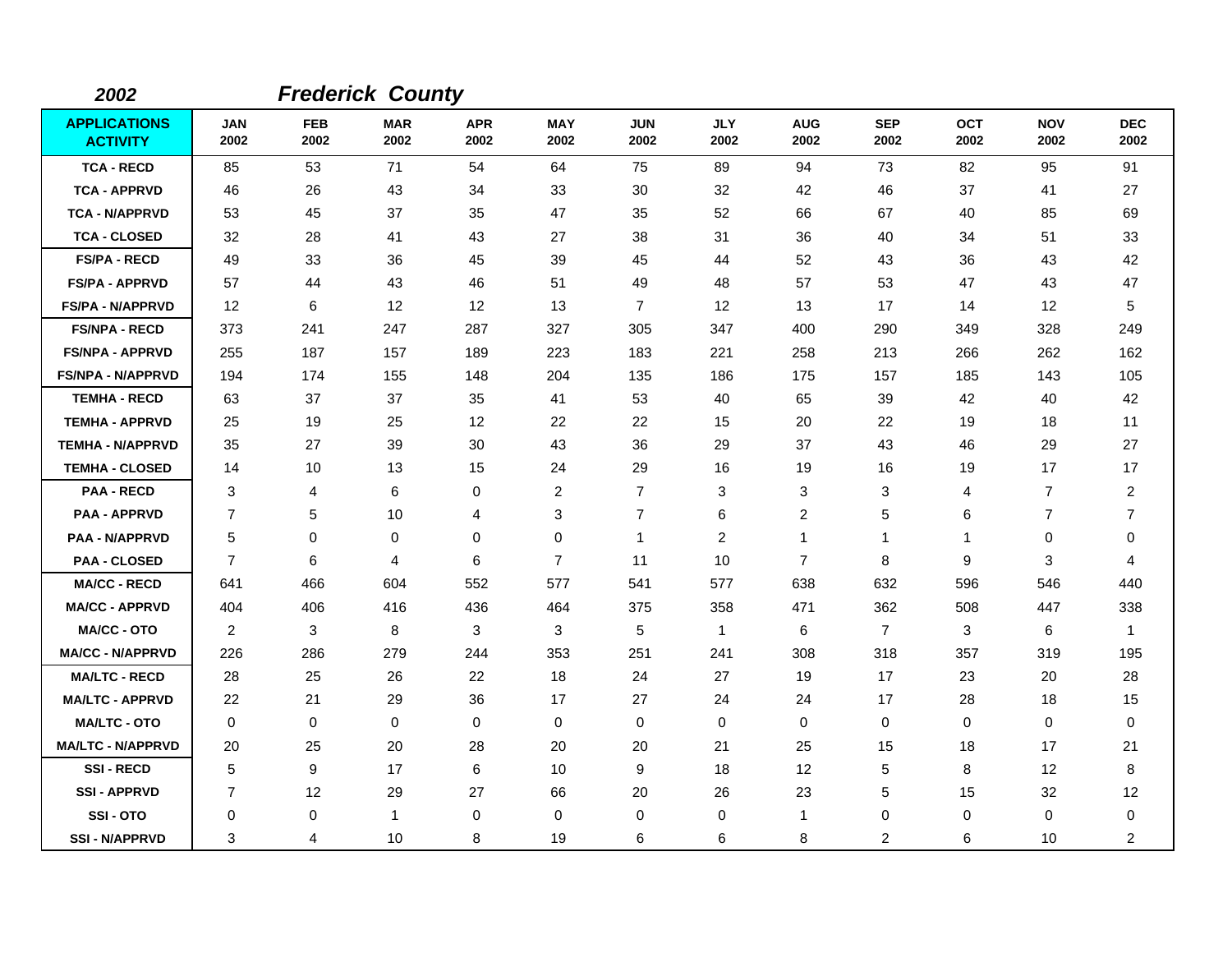## 2002 *Frederick County*

| APPLICATIONS ACTIVITY | JAN 2002 | FEB 2002 | MAR 2002 | APR 2002 | MAY 2002 | JUN 2002 | JLY 2002 | AUG 2002 | SEP 2002 | OCT 2002 | NOV 2002 | DEC 2002 |
|---|---|---|---|---|---|---|---|---|---|---|---|---|
| TCA - RECD | 85 | 53 | 71 | 54 | 64 | 75 | 89 | 94 | 73 | 82 | 95 | 91 |
| TCA - APPRVD | 46 | 26 | 43 | 34 | 33 | 30 | 32 | 42 | 46 | 37 | 41 | 27 |
| TCA - N/APPRVD | 53 | 45 | 37 | 35 | 47 | 35 | 52 | 66 | 67 | 40 | 85 | 69 |
| TCA - CLOSED | 32 | 28 | 41 | 43 | 27 | 38 | 31 | 36 | 40 | 34 | 51 | 33 |
| FS/PA - RECD | 49 | 33 | 36 | 45 | 39 | 45 | 44 | 52 | 43 | 36 | 43 | 42 |
| FS/PA - APPRVD | 57 | 44 | 43 | 46 | 51 | 49 | 48 | 57 | 53 | 47 | 43 | 47 |
| FS/PA - N/APPRVD | 12 | 6 | 12 | 12 | 13 | 7 | 12 | 13 | 17 | 14 | 12 | 5 |
| FS/NPA - RECD | 373 | 241 | 247 | 287 | 327 | 305 | 347 | 400 | 290 | 349 | 328 | 249 |
| FS/NPA - APPRVD | 255 | 187 | 157 | 189 | 223 | 183 | 221 | 258 | 213 | 266 | 262 | 162 |
| FS/NPA - N/APPRVD | 194 | 174 | 155 | 148 | 204 | 135 | 186 | 175 | 157 | 185 | 143 | 105 |
| TEMHA - RECD | 63 | 37 | 37 | 35 | 41 | 53 | 40 | 65 | 39 | 42 | 40 | 42 |
| TEMHA - APPRVD | 25 | 19 | 25 | 12 | 22 | 22 | 15 | 20 | 22 | 19 | 18 | 11 |
| TEMHA - N/APPRVD | 35 | 27 | 39 | 30 | 43 | 36 | 29 | 37 | 43 | 46 | 29 | 27 |
| TEMHA - CLOSED | 14 | 10 | 13 | 15 | 24 | 29 | 16 | 19 | 16 | 19 | 17 | 17 |
| PAA - RECD | 3 | 4 | 6 | 0 | 2 | 7 | 3 | 3 | 3 | 4 | 7 | 2 |
| PAA - APPRVD | 7 | 5 | 10 | 4 | 3 | 7 | 6 | 2 | 5 | 6 | 7 | 7 |
| PAA - N/APPRVD | 5 | 0 | 0 | 0 | 0 | 1 | 2 | 1 | 1 | 1 | 0 | 0 |
| PAA - CLOSED | 7 | 6 | 4 | 6 | 7 | 11 | 10 | 7 | 8 | 9 | 3 | 4 |
| MA/CC - RECD | 641 | 466 | 604 | 552 | 577 | 541 | 577 | 638 | 632 | 596 | 546 | 440 |
| MA/CC - APPRVD | 404 | 406 | 416 | 436 | 464 | 375 | 358 | 471 | 362 | 508 | 447 | 338 |
| MA/CC - OTO | 2 | 3 | 8 | 3 | 3 | 5 | 1 | 6 | 7 | 3 | 6 | 1 |
| MA/CC - N/APPRVD | 226 | 286 | 279 | 244 | 353 | 251 | 241 | 308 | 318 | 357 | 319 | 195 |
| MA/LTC - RECD | 28 | 25 | 26 | 22 | 18 | 24 | 27 | 19 | 17 | 23 | 20 | 28 |
| MA/LTC - APPRVD | 22 | 21 | 29 | 36 | 17 | 27 | 24 | 24 | 17 | 28 | 18 | 15 |
| MA/LTC - OTO | 0 | 0 | 0 | 0 | 0 | 0 | 0 | 0 | 0 | 0 | 0 | 0 |
| MA/LTC - N/APPRVD | 20 | 25 | 20 | 28 | 20 | 20 | 21 | 25 | 15 | 18 | 17 | 21 |
| SSI - RECD | 5 | 9 | 17 | 6 | 10 | 9 | 18 | 12 | 5 | 8 | 12 | 8 |
| SSI - APPRVD | 7 | 12 | 29 | 27 | 66 | 20 | 26 | 23 | 5 | 15 | 32 | 12 |
| SSI - OTO | 0 | 0 | 1 | 0 | 0 | 0 | 0 | 1 | 0 | 0 | 0 | 0 |
| SSI - N/APPRVD | 3 | 4 | 10 | 8 | 19 | 6 | 6 | 8 | 2 | 6 | 10 | 2 |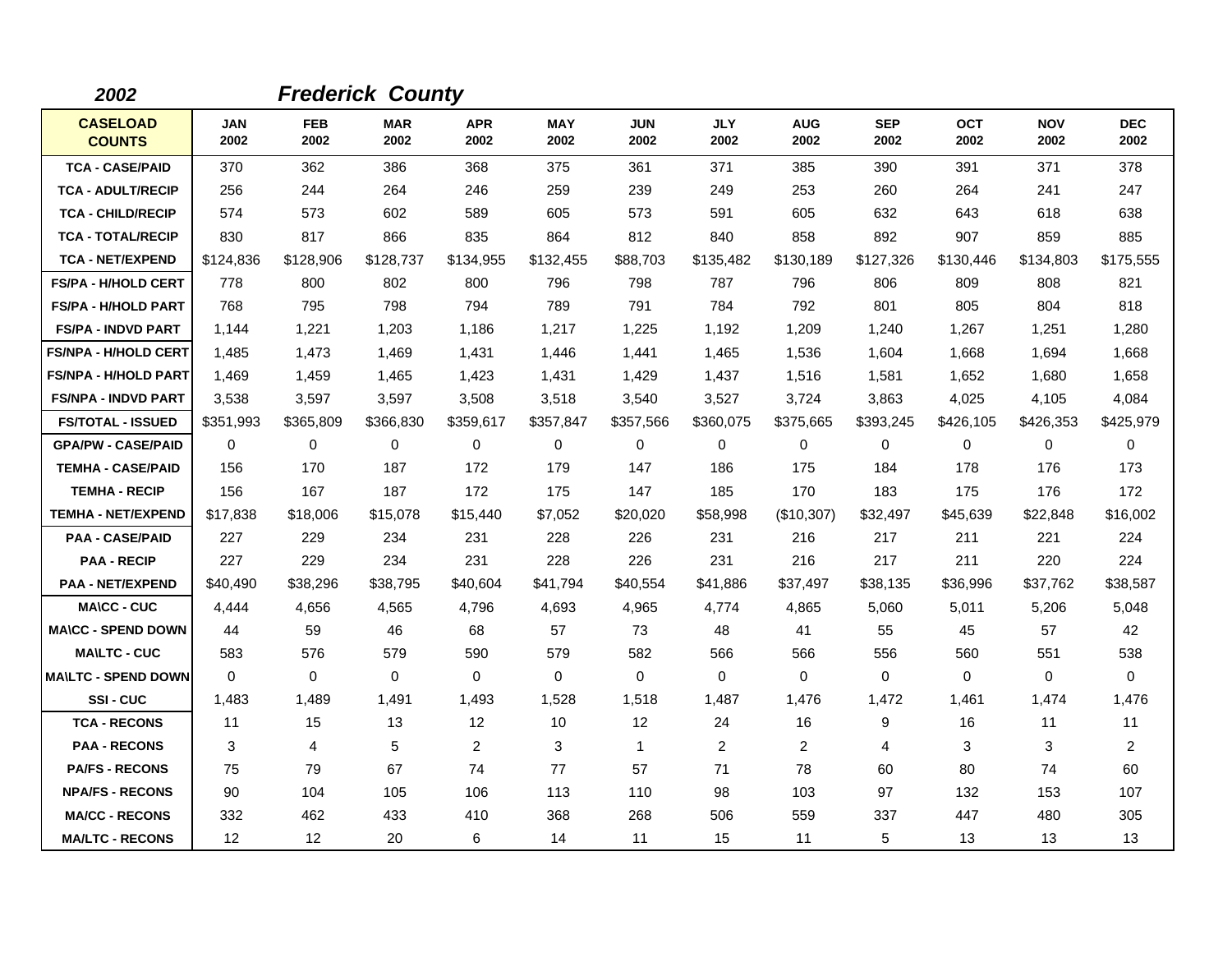**2002** **Frederick County**

| CASELOAD COUNTS | JAN 2002 | FEB 2002 | MAR 2002 | APR 2002 | MAY 2002 | JUN 2002 | JLY 2002 | AUG 2002 | SEP 2002 | OCT 2002 | NOV 2002 | DEC 2002 |
|---|---|---|---|---|---|---|---|---|---|---|---|---|
| TCA - CASE/PAID | 370 | 362 | 386 | 368 | 375 | 361 | 371 | 385 | 390 | 391 | 371 | 378 |
| TCA - ADULT/RECIP | 256 | 244 | 264 | 246 | 259 | 239 | 249 | 253 | 260 | 264 | 241 | 247 |
| TCA - CHILD/RECIP | 574 | 573 | 602 | 589 | 605 | 573 | 591 | 605 | 632 | 643 | 618 | 638 |
| TCA - TOTAL/RECIP | 830 | 817 | 866 | 835 | 864 | 812 | 840 | 858 | 892 | 907 | 859 | 885 |
| TCA - NET/EXPEND | $124,836 | $128,906 | $128,737 | $134,955 | $132,455 | $88,703 | $135,482 | $130,189 | $127,326 | $130,446 | $134,803 | $175,555 |
| FS/PA - H/HOLD CERT | 778 | 800 | 802 | 800 | 796 | 798 | 787 | 796 | 806 | 809 | 808 | 821 |
| FS/PA - H/HOLD PART | 768 | 795 | 798 | 794 | 789 | 791 | 784 | 792 | 801 | 805 | 804 | 818 |
| FS/PA - INDVD PART | 1,144 | 1,221 | 1,203 | 1,186 | 1,217 | 1,225 | 1,192 | 1,209 | 1,240 | 1,267 | 1,251 | 1,280 |
| FS/NPA - H/HOLD CERT | 1,485 | 1,473 | 1,469 | 1,431 | 1,446 | 1,441 | 1,465 | 1,536 | 1,604 | 1,668 | 1,694 | 1,668 |
| FS/NPA - H/HOLD PART | 1,469 | 1,459 | 1,465 | 1,423 | 1,431 | 1,429 | 1,437 | 1,516 | 1,581 | 1,652 | 1,680 | 1,658 |
| FS/NPA - INDVD PART | 3,538 | 3,597 | 3,597 | 3,508 | 3,518 | 3,540 | 3,527 | 3,724 | 3,863 | 4,025 | 4,105 | 4,084 |
| FS/TOTAL - ISSUED | $351,993 | $365,809 | $366,830 | $359,617 | $357,847 | $357,566 | $360,075 | $375,665 | $393,245 | $426,105 | $426,353 | $425,979 |
| GPA/PW - CASE/PAID | 0 | 0 | 0 | 0 | 0 | 0 | 0 | 0 | 0 | 0 | 0 | 0 |
| TEMHA - CASE/PAID | 156 | 170 | 187 | 172 | 179 | 147 | 186 | 175 | 184 | 178 | 176 | 173 |
| TEMHA - RECIP | 156 | 167 | 187 | 172 | 175 | 147 | 185 | 170 | 183 | 175 | 176 | 172 |
| TEMHA - NET/EXPEND | $17,838 | $18,006 | $15,078 | $15,440 | $7,052 | $20,020 | $58,998 | ($10,307) | $32,497 | $45,639 | $22,848 | $16,002 |
| PAA - CASE/PAID | 227 | 229 | 234 | 231 | 228 | 226 | 231 | 216 | 217 | 211 | 221 | 224 |
| PAA - RECIP | 227 | 229 | 234 | 231 | 228 | 226 | 231 | 216 | 217 | 211 | 220 | 224 |
| PAA - NET/EXPEND | $40,490 | $38,296 | $38,795 | $40,604 | $41,794 | $40,554 | $41,886 | $37,497 | $38,135 | $36,996 | $37,762 | $38,587 |
| MA\CC - CUC | 4,444 | 4,656 | 4,565 | 4,796 | 4,693 | 4,965 | 4,774 | 4,865 | 5,060 | 5,011 | 5,206 | 5,048 |
| MA\CC - SPEND DOWN | 44 | 59 | 46 | 68 | 57 | 73 | 48 | 41 | 55 | 45 | 57 | 42 |
| MA\LTC - CUC | 583 | 576 | 579 | 590 | 579 | 582 | 566 | 566 | 556 | 560 | 551 | 538 |
| MA\LTC - SPEND DOWN | 0 | 0 | 0 | 0 | 0 | 0 | 0 | 0 | 0 | 0 | 0 | 0 |
| SSI - CUC | 1,483 | 1,489 | 1,491 | 1,493 | 1,528 | 1,518 | 1,487 | 1,476 | 1,472 | 1,461 | 1,474 | 1,476 |
| TCA - RECONS | 11 | 15 | 13 | 12 | 10 | 12 | 24 | 16 | 9 | 16 | 11 | 11 |
| PAA - RECONS | 3 | 4 | 5 | 2 | 3 | 1 | 2 | 2 | 4 | 3 | 3 | 2 |
| PA/FS - RECONS | 75 | 79 | 67 | 74 | 77 | 57 | 71 | 78 | 60 | 80 | 74 | 60 |
| NPA/FS - RECONS | 90 | 104 | 105 | 106 | 113 | 110 | 98 | 103 | 97 | 132 | 153 | 107 |
| MA/CC - RECONS | 332 | 462 | 433 | 410 | 368 | 268 | 506 | 559 | 337 | 447 | 480 | 305 |
| MA/LTC - RECONS | 12 | 12 | 20 | 6 | 14 | 11 | 15 | 11 | 5 | 13 | 13 | 13 |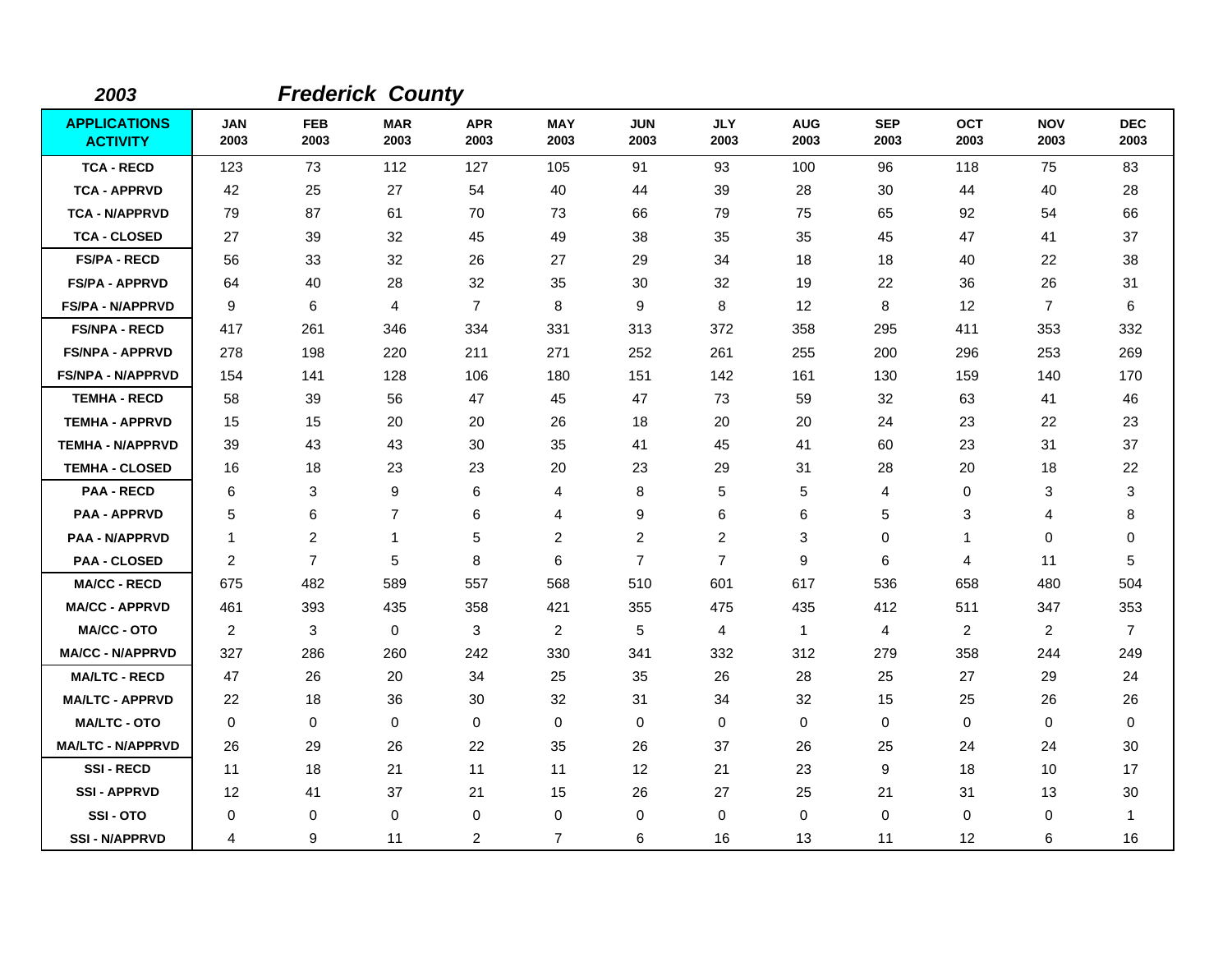**2003** ***Frederick County***

| APPLICATIONS ACTIVITY | JAN 2003 | FEB 2003 | MAR 2003 | APR 2003 | MAY 2003 | JUN 2003 | JLY 2003 | AUG 2003 | SEP 2003 | OCT 2003 | NOV 2003 | DEC 2003 |
|---|---|---|---|---|---|---|---|---|---|---|---|---|
| TCA - RECD | 123 | 73 | 112 | 127 | 105 | 91 | 93 | 100 | 96 | 118 | 75 | 83 |
| TCA - APPRVD | 42 | 25 | 27 | 54 | 40 | 44 | 39 | 28 | 30 | 44 | 40 | 28 |
| TCA - N/APPRVD | 79 | 87 | 61 | 70 | 73 | 66 | 79 | 75 | 65 | 92 | 54 | 66 |
| TCA - CLOSED | 27 | 39 | 32 | 45 | 49 | 38 | 35 | 35 | 45 | 47 | 41 | 37 |
| FS/PA - RECD | 56 | 33 | 32 | 26 | 27 | 29 | 34 | 18 | 18 | 40 | 22 | 38 |
| FS/PA - APPRVD | 64 | 40 | 28 | 32 | 35 | 30 | 32 | 19 | 22 | 36 | 26 | 31 |
| FS/PA - N/APPRVD | 9 | 6 | 4 | 7 | 8 | 9 | 8 | 12 | 8 | 12 | 7 | 6 |
| FS/NPA - RECD | 417 | 261 | 346 | 334 | 331 | 313 | 372 | 358 | 295 | 411 | 353 | 332 |
| FS/NPA - APPRVD | 278 | 198 | 220 | 211 | 271 | 252 | 261 | 255 | 200 | 296 | 253 | 269 |
| FS/NPA - N/APPRVD | 154 | 141 | 128 | 106 | 180 | 151 | 142 | 161 | 130 | 159 | 140 | 170 |
| TEMHA - RECD | 58 | 39 | 56 | 47 | 45 | 47 | 73 | 59 | 32 | 63 | 41 | 46 |
| TEMHA - APPRVD | 15 | 15 | 20 | 20 | 26 | 18 | 20 | 20 | 24 | 23 | 22 | 23 |
| TEMHA - N/APPRVD | 39 | 43 | 43 | 30 | 35 | 41 | 45 | 41 | 60 | 23 | 31 | 37 |
| TEMHA - CLOSED | 16 | 18 | 23 | 23 | 20 | 23 | 29 | 31 | 28 | 20 | 18 | 22 |
| PAA - RECD | 6 | 3 | 9 | 6 | 4 | 8 | 5 | 5 | 4 | 0 | 3 | 3 |
| PAA - APPRVD | 5 | 6 | 7 | 6 | 4 | 9 | 6 | 6 | 5 | 3 | 4 | 8 |
| PAA - N/APPRVD | 1 | 2 | 1 | 5 | 2 | 2 | 2 | 3 | 0 | 1 | 0 | 0 |
| PAA - CLOSED | 2 | 7 | 5 | 8 | 6 | 7 | 7 | 9 | 6 | 4 | 11 | 5 |
| MA/CC - RECD | 675 | 482 | 589 | 557 | 568 | 510 | 601 | 617 | 536 | 658 | 480 | 504 |
| MA/CC - APPRVD | 461 | 393 | 435 | 358 | 421 | 355 | 475 | 435 | 412 | 511 | 347 | 353 |
| MA/CC - OTO | 2 | 3 | 0 | 3 | 2 | 5 | 4 | 1 | 4 | 2 | 2 | 7 |
| MA/CC - N/APPRVD | 327 | 286 | 260 | 242 | 330 | 341 | 332 | 312 | 279 | 358 | 244 | 249 |
| MA/LTC - RECD | 47 | 26 | 20 | 34 | 25 | 35 | 26 | 28 | 25 | 27 | 29 | 24 |
| MA/LTC - APPRVD | 22 | 18 | 36 | 30 | 32 | 31 | 34 | 32 | 15 | 25 | 26 | 26 |
| MA/LTC - OTO | 0 | 0 | 0 | 0 | 0 | 0 | 0 | 0 | 0 | 0 | 0 | 0 |
| MA/LTC - N/APPRVD | 26 | 29 | 26 | 22 | 35 | 26 | 37 | 26 | 25 | 24 | 24 | 30 |
| SSI - RECD | 11 | 18 | 21 | 11 | 11 | 12 | 21 | 23 | 9 | 18 | 10 | 17 |
| SSI - APPRVD | 12 | 41 | 37 | 21 | 15 | 26 | 27 | 25 | 21 | 31 | 13 | 30 |
| SSI - OTO | 0 | 0 | 0 | 0 | 0 | 0 | 0 | 0 | 0 | 0 | 0 | 1 |
| SSI - N/APPRVD | 4 | 9 | 11 | 2 | 7 | 6 | 16 | 13 | 11 | 12 | 6 | 16 |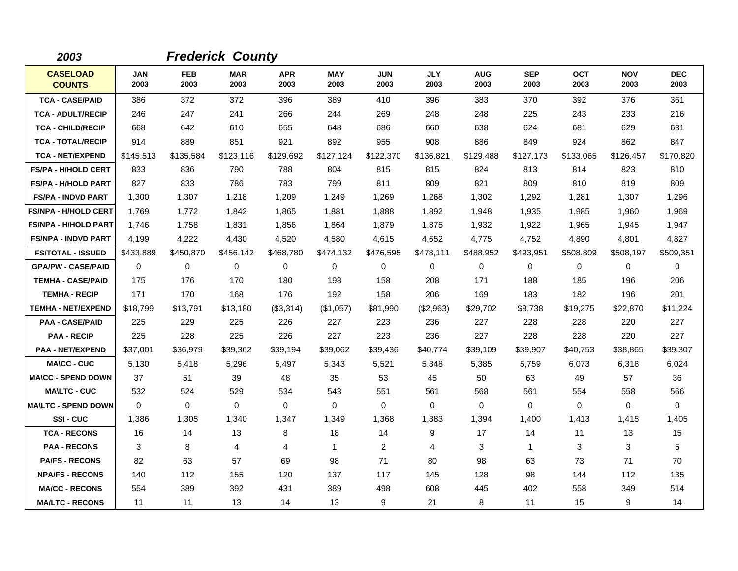**2003** **Frederick County**

| CASELOAD COUNTS | JAN 2003 | FEB 2003 | MAR 2003 | APR 2003 | MAY 2003 | JUN 2003 | JLY 2003 | AUG 2003 | SEP 2003 | OCT 2003 | NOV 2003 | DEC 2003 |
|---|---|---|---|---|---|---|---|---|---|---|---|---|
| TCA - CASE/PAID | 386 | 372 | 372 | 396 | 389 | 410 | 396 | 383 | 370 | 392 | 376 | 361 |
| TCA - ADULT/RECIP | 246 | 247 | 241 | 266 | 244 | 269 | 248 | 248 | 225 | 243 | 233 | 216 |
| TCA - CHILD/RECIP | 668 | 642 | 610 | 655 | 648 | 686 | 660 | 638 | 624 | 681 | 629 | 631 |
| TCA - TOTAL/RECIP | 914 | 889 | 851 | 921 | 892 | 955 | 908 | 886 | 849 | 924 | 862 | 847 |
| TCA - NET/EXPEND | $145,513 | $135,584 | $123,116 | $129,692 | $127,124 | $122,370 | $136,821 | $129,488 | $127,173 | $133,065 | $126,457 | $170,820 |
| FS/PA - H/HOLD CERT | 833 | 836 | 790 | 788 | 804 | 815 | 815 | 824 | 813 | 814 | 823 | 810 |
| FS/PA - H/HOLD PART | 827 | 833 | 786 | 783 | 799 | 811 | 809 | 821 | 809 | 810 | 819 | 809 |
| FS/PA - INDVD PART | 1,300 | 1,307 | 1,218 | 1,209 | 1,249 | 1,269 | 1,268 | 1,302 | 1,292 | 1,281 | 1,307 | 1,296 |
| FS/NPA - H/HOLD CERT | 1,769 | 1,772 | 1,842 | 1,865 | 1,881 | 1,888 | 1,892 | 1,948 | 1,935 | 1,985 | 1,960 | 1,969 |
| FS/NPA - H/HOLD PART | 1,746 | 1,758 | 1,831 | 1,856 | 1,864 | 1,879 | 1,875 | 1,932 | 1,922 | 1,965 | 1,945 | 1,947 |
| FS/NPA - INDVD PART | 4,199 | 4,222 | 4,430 | 4,520 | 4,580 | 4,615 | 4,652 | 4,775 | 4,752 | 4,890 | 4,801 | 4,827 |
| FS/TOTAL - ISSUED | $433,889 | $450,870 | $456,142 | $468,780 | $474,132 | $476,595 | $478,111 | $488,952 | $493,951 | $508,809 | $508,197 | $509,351 |
| GPA/PW - CASE/PAID | 0 | 0 | 0 | 0 | 0 | 0 | 0 | 0 | 0 | 0 | 0 | 0 |
| TEMHA - CASE/PAID | 175 | 176 | 170 | 180 | 198 | 158 | 208 | 171 | 188 | 185 | 196 | 206 |
| TEMHA - RECIP | 171 | 170 | 168 | 176 | 192 | 158 | 206 | 169 | 183 | 182 | 196 | 201 |
| TEMHA - NET/EXPEND | $18,799 | $13,791 | $13,180 | ($3,314) | ($1,057) | $81,990 | ($2,963) | $29,702 | $8,738 | $19,275 | $22,870 | $11,224 |
| PAA - CASE/PAID | 225 | 229 | 225 | 226 | 227 | 223 | 236 | 227 | 228 | 228 | 220 | 227 |
| PAA - RECIP | 225 | 228 | 225 | 226 | 227 | 223 | 236 | 227 | 228 | 228 | 220 | 227 |
| PAA - NET/EXPEND | $37,001 | $36,979 | $39,362 | $39,194 | $39,062 | $39,436 | $40,774 | $39,109 | $39,907 | $40,753 | $38,865 | $39,307 |
| MA\CC - CUC | 5,130 | 5,418 | 5,296 | 5,497 | 5,343 | 5,521 | 5,348 | 5,385 | 5,759 | 6,073 | 6,316 | 6,024 |
| MA\CC - SPEND DOWN | 37 | 51 | 39 | 48 | 35 | 53 | 45 | 50 | 63 | 49 | 57 | 36 |
| MA\LTC - CUC | 532 | 524 | 529 | 534 | 543 | 551 | 561 | 568 | 561 | 554 | 558 | 566 |
| MA\LTC - SPEND DOWN | 0 | 0 | 0 | 0 | 0 | 0 | 0 | 0 | 0 | 0 | 0 | 0 |
| SSI - CUC | 1,386 | 1,305 | 1,340 | 1,347 | 1,349 | 1,368 | 1,383 | 1,394 | 1,400 | 1,413 | 1,415 | 1,405 |
| TCA - RECONS | 16 | 14 | 13 | 8 | 18 | 14 | 9 | 17 | 14 | 11 | 13 | 15 |
| PAA - RECONS | 3 | 8 | 4 | 4 | 1 | 2 | 4 | 3 | 1 | 3 | 3 | 5 |
| PA/FS - RECONS | 82 | 63 | 57 | 69 | 98 | 71 | 80 | 98 | 63 | 73 | 71 | 70 |
| NPA/FS - RECONS | 140 | 112 | 155 | 120 | 137 | 117 | 145 | 128 | 98 | 144 | 112 | 135 |
| MA/CC - RECONS | 554 | 389 | 392 | 431 | 389 | 498 | 608 | 445 | 402 | 558 | 349 | 514 |
| MA/LTC - RECONS | 11 | 11 | 13 | 14 | 13 | 9 | 21 | 8 | 11 | 15 | 9 | 14 |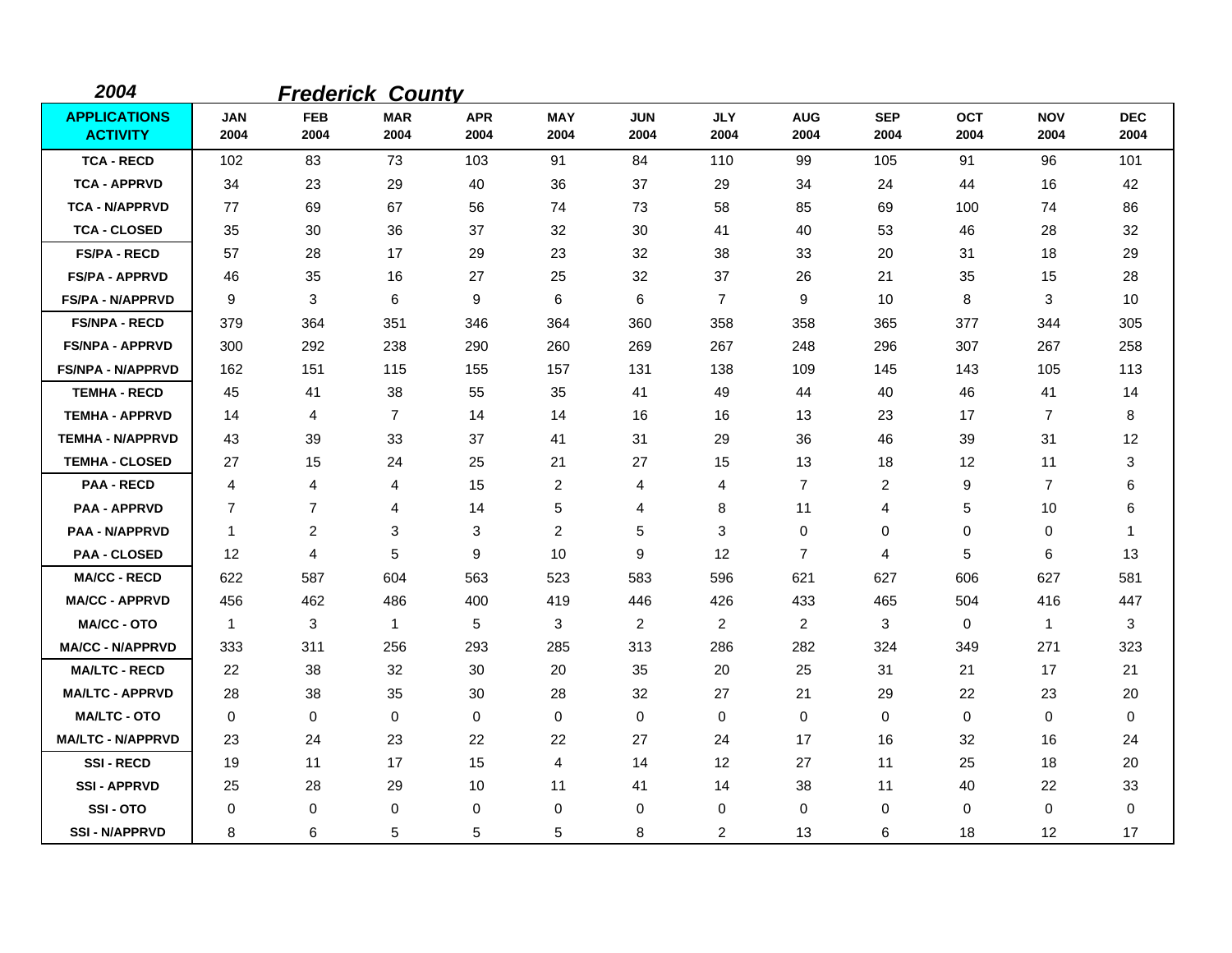*2004* ***Frederick County***

| APPLICATIONS ACTIVITY | JAN 2004 | FEB 2004 | MAR 2004 | APR 2004 | MAY 2004 | JUN 2004 | JLY 2004 | AUG 2004 | SEP 2004 | OCT 2004 | NOV 2004 | DEC 2004 |
|---|---|---|---|---|---|---|---|---|---|---|---|---|
| TCA - RECD | 102 | 83 | 73 | 103 | 91 | 84 | 110 | 99 | 105 | 91 | 96 | 101 |
| TCA - APPRVD | 34 | 23 | 29 | 40 | 36 | 37 | 29 | 34 | 24 | 44 | 16 | 42 |
| TCA - N/APPRVD | 77 | 69 | 67 | 56 | 74 | 73 | 58 | 85 | 69 | 100 | 74 | 86 |
| TCA - CLOSED | 35 | 30 | 36 | 37 | 32 | 30 | 41 | 40 | 53 | 46 | 28 | 32 |
| FS/PA - RECD | 57 | 28 | 17 | 29 | 23 | 32 | 38 | 33 | 20 | 31 | 18 | 29 |
| FS/PA - APPRVD | 46 | 35 | 16 | 27 | 25 | 32 | 37 | 26 | 21 | 35 | 15 | 28 |
| FS/PA - N/APPRVD | 9 | 3 | 6 | 9 | 6 | 6 | 7 | 9 | 10 | 8 | 3 | 10 |
| FS/NPA - RECD | 379 | 364 | 351 | 346 | 364 | 360 | 358 | 358 | 365 | 377 | 344 | 305 |
| FS/NPA - APPRVD | 300 | 292 | 238 | 290 | 260 | 269 | 267 | 248 | 296 | 307 | 267 | 258 |
| FS/NPA - N/APPRVD | 162 | 151 | 115 | 155 | 157 | 131 | 138 | 109 | 145 | 143 | 105 | 113 |
| TEMHA - RECD | 45 | 41 | 38 | 55 | 35 | 41 | 49 | 44 | 40 | 46 | 41 | 14 |
| TEMHA - APPRVD | 14 | 4 | 7 | 14 | 14 | 16 | 16 | 13 | 23 | 17 | 7 | 8 |
| TEMHA - N/APPRVD | 43 | 39 | 33 | 37 | 41 | 31 | 29 | 36 | 46 | 39 | 31 | 12 |
| TEMHA - CLOSED | 27 | 15 | 24 | 25 | 21 | 27 | 15 | 13 | 18 | 12 | 11 | 3 |
| PAA - RECD | 4 | 4 | 4 | 15 | 2 | 4 | 4 | 7 | 2 | 9 | 7 | 6 |
| PAA - APPRVD | 7 | 7 | 4 | 14 | 5 | 4 | 8 | 11 | 4 | 5 | 10 | 6 |
| PAA - N/APPRVD | 1 | 2 | 3 | 3 | 2 | 5 | 3 | 0 | 0 | 0 | 0 | 1 |
| PAA - CLOSED | 12 | 4 | 5 | 9 | 10 | 9 | 12 | 7 | 4 | 5 | 6 | 13 |
| MA/CC - RECD | 622 | 587 | 604 | 563 | 523 | 583 | 596 | 621 | 627 | 606 | 627 | 581 |
| MA/CC - APPRVD | 456 | 462 | 486 | 400 | 419 | 446 | 426 | 433 | 465 | 504 | 416 | 447 |
| MA/CC - OTO | 1 | 3 | 1 | 5 | 3 | 2 | 2 | 2 | 3 | 0 | 1 | 3 |
| MA/CC - N/APPRVD | 333 | 311 | 256 | 293 | 285 | 313 | 286 | 282 | 324 | 349 | 271 | 323 |
| MA/LTC - RECD | 22 | 38 | 32 | 30 | 20 | 35 | 20 | 25 | 31 | 21 | 17 | 21 |
| MA/LTC - APPRVD | 28 | 38 | 35 | 30 | 28 | 32 | 27 | 21 | 29 | 22 | 23 | 20 |
| MA/LTC - OTO | 0 | 0 | 0 | 0 | 0 | 0 | 0 | 0 | 0 | 0 | 0 | 0 |
| MA/LTC - N/APPRVD | 23 | 24 | 23 | 22 | 22 | 27 | 24 | 17 | 16 | 32 | 16 | 24 |
| SSI - RECD | 19 | 11 | 17 | 15 | 4 | 14 | 12 | 27 | 11 | 25 | 18 | 20 |
| SSI - APPRVD | 25 | 28 | 29 | 10 | 11 | 41 | 14 | 38 | 11 | 40 | 22 | 33 |
| SSI - OTO | 0 | 0 | 0 | 0 | 0 | 0 | 0 | 0 | 0 | 0 | 0 | 0 |
| SSI - N/APPRVD | 8 | 6 | 5 | 5 | 5 | 8 | 2 | 13 | 6 | 18 | 12 | 17 |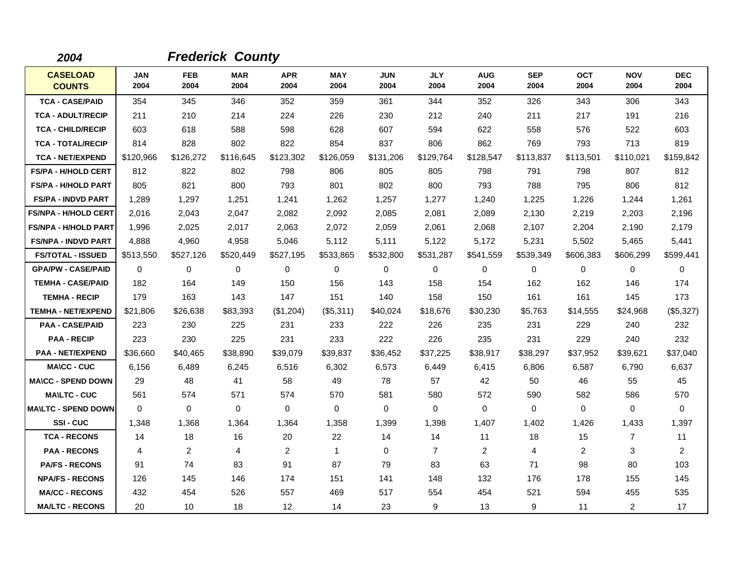**2004** **Frederick County**

| CASELOAD COUNTS | JAN 2004 | FEB 2004 | MAR 2004 | APR 2004 | MAY 2004 | JUN 2004 | JLY 2004 | AUG 2004 | SEP 2004 | OCT 2004 | NOV 2004 | DEC 2004 |
|---|---|---|---|---|---|---|---|---|---|---|---|---|
| TCA - CASE/PAID | 354 | 345 | 346 | 352 | 359 | 361 | 344 | 352 | 326 | 343 | 306 | 343 |
| TCA - ADULT/RECIP | 211 | 210 | 214 | 224 | 226 | 230 | 212 | 240 | 211 | 217 | 191 | 216 |
| TCA - CHILD/RECIP | 603 | 618 | 588 | 598 | 628 | 607 | 594 | 622 | 558 | 576 | 522 | 603 |
| TCA - TOTAL/RECIP | 814 | 828 | 802 | 822 | 854 | 837 | 806 | 862 | 769 | 793 | 713 | 819 |
| TCA - NET/EXPEND | $120,966 | $126,272 | $116,645 | $123,302 | $126,059 | $131,206 | $129,764 | $128,547 | $113,837 | $113,501 | $110,021 | $159,842 |
| FS/PA - H/HOLD CERT | 812 | 822 | 802 | 798 | 806 | 805 | 805 | 798 | 791 | 798 | 807 | 812 |
| FS/PA - H/HOLD PART | 805 | 821 | 800 | 793 | 801 | 802 | 800 | 793 | 788 | 795 | 806 | 812 |
| FS/PA - INDVD PART | 1,289 | 1,297 | 1,251 | 1,241 | 1,262 | 1,257 | 1,277 | 1,240 | 1,225 | 1,226 | 1,244 | 1,261 |
| FS/NPA - H/HOLD CERT | 2,016 | 2,043 | 2,047 | 2,082 | 2,092 | 2,085 | 2,081 | 2,089 | 2,130 | 2,219 | 2,203 | 2,196 |
| FS/NPA - H/HOLD PART | 1,996 | 2,025 | 2,017 | 2,063 | 2,072 | 2,059 | 2,061 | 2,068 | 2,107 | 2,204 | 2,190 | 2,179 |
| FS/NPA - INDVD PART | 4,888 | 4,960 | 4,958 | 5,046 | 5,112 | 5,111 | 5,122 | 5,172 | 5,231 | 5,502 | 5,465 | 5,441 |
| FS/TOTAL - ISSUED | $513,550 | $527,126 | $520,449 | $527,195 | $533,865 | $532,800 | $531,287 | $541,559 | $539,349 | $606,383 | $606,299 | $599,441 |
| GPA/PW - CASE/PAID | 0 | 0 | 0 | 0 | 0 | 0 | 0 | 0 | 0 | 0 | 0 | 0 |
| TEMHA - CASE/PAID | 182 | 164 | 149 | 150 | 156 | 143 | 158 | 154 | 162 | 162 | 146 | 174 |
| TEMHA - RECIP | 179 | 163 | 143 | 147 | 151 | 140 | 158 | 150 | 161 | 161 | 145 | 173 |
| TEMHA - NET/EXPEND | $21,806 | $26,638 | $83,393 | ($1,204) | ($5,311) | $40,024 | $18,676 | $30,230 | $5,763 | $14,555 | $24,968 | ($5,327) |
| PAA - CASE/PAID | 223 | 230 | 225 | 231 | 233 | 222 | 226 | 235 | 231 | 229 | 240 | 232 |
| PAA - RECIP | 223 | 230 | 225 | 231 | 233 | 222 | 226 | 235 | 231 | 229 | 240 | 232 |
| PAA - NET/EXPEND | $36,660 | $40,465 | $38,890 | $39,079 | $39,837 | $36,452 | $37,225 | $38,917 | $38,297 | $37,952 | $39,621 | $37,040 |
| MA\CC - CUC | 6,156 | 6,489 | 6,245 | 6,516 | 6,302 | 6,573 | 6,449 | 6,415 | 6,806 | 6,587 | 6,790 | 6,637 |
| MA\CC - SPEND DOWN | 29 | 48 | 41 | 58 | 49 | 78 | 57 | 42 | 50 | 46 | 55 | 45 |
| MA\LTC - CUC | 561 | 574 | 571 | 574 | 570 | 581 | 580 | 572 | 590 | 582 | 586 | 570 |
| MA\LTC - SPEND DOWN | 0 | 0 | 0 | 0 | 0 | 0 | 0 | 0 | 0 | 0 | 0 | 0 |
| SSI - CUC | 1,348 | 1,368 | 1,364 | 1,364 | 1,358 | 1,399 | 1,398 | 1,407 | 1,402 | 1,426 | 1,433 | 1,397 |
| TCA - RECONS | 14 | 18 | 16 | 20 | 22 | 14 | 14 | 11 | 18 | 15 | 7 | 11 |
| PAA - RECONS | 4 | 2 | 4 | 2 | 1 | 0 | 7 | 2 | 4 | 2 | 3 | 2 |
| PA/FS - RECONS | 91 | 74 | 83 | 91 | 87 | 79 | 83 | 63 | 71 | 98 | 80 | 103 |
| NPA/FS - RECONS | 126 | 145 | 146 | 174 | 151 | 141 | 148 | 132 | 176 | 178 | 155 | 145 |
| MA/CC - RECONS | 432 | 454 | 526 | 557 | 469 | 517 | 554 | 454 | 521 | 594 | 455 | 535 |
| MA/LTC - RECONS | 20 | 10 | 18 | 12 | 14 | 23 | 9 | 13 | 9 | 11 | 2 | 17 |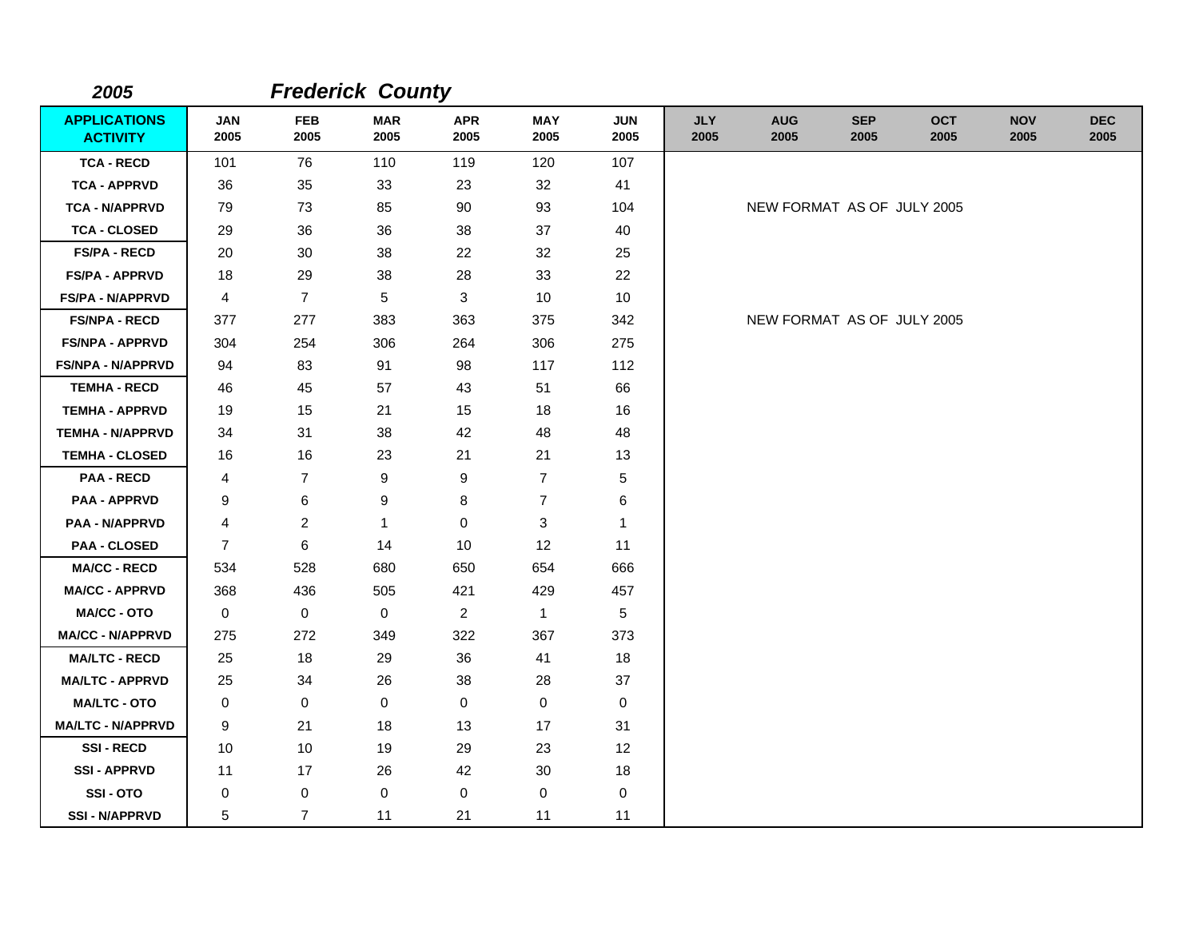## 2005 *Frederick County*

| APPLICATIONS ACTIVITY | JAN 2005 | FEB 2005 | MAR 2005 | APR 2005 | MAY 2005 | JUN 2005 | JLY 2005 | AUG 2005 | SEP 2005 | OCT 2005 | NOV 2005 | DEC 2005 |
|---|---|---|---|---|---|---|---|---|---|---|---|---|
| TCA - RECD | 101 | 76 | 110 | 119 | 120 | 107 | | | | | | |
| TCA - APPRVD | 36 | 35 | 33 | 23 | 32 | 41 | | | | | | |
| TCA - N/APPRVD | 79 | 73 | 85 | 90 | 93 | 104 | | NEW FORMAT AS OF JULY 2005 | | | | |
| TCA - CLOSED | 29 | 36 | 36 | 38 | 37 | 40 | | | | | | |
| FS/PA - RECD | 20 | 30 | 38 | 22 | 32 | 25 | | | | | | |
| FS/PA - APPRVD | 18 | 29 | 38 | 28 | 33 | 22 | | | | | | |
| FS/PA - N/APPRVD | 4 | 7 | 5 | 3 | 10 | 10 | | | | | | |
| FS/NPA - RECD | 377 | 277 | 383 | 363 | 375 | 342 | | NEW FORMAT AS OF JULY 2005 | | | | |
| FS/NPA - APPRVD | 304 | 254 | 306 | 264 | 306 | 275 | | | | | | |
| FS/NPA - N/APPRVD | 94 | 83 | 91 | 98 | 117 | 112 | | | | | | |
| TEMHA - RECD | 46 | 45 | 57 | 43 | 51 | 66 | | | | | | |
| TEMHA - APPRVD | 19 | 15 | 21 | 15 | 18 | 16 | | | | | | |
| TEMHA - N/APPRVD | 34 | 31 | 38 | 42 | 48 | 48 | | | | | | |
| TEMHA - CLOSED | 16 | 16 | 23 | 21 | 21 | 13 | | | | | | |
| PAA - RECD | 4 | 7 | 9 | 9 | 7 | 5 | | | | | | |
| PAA - APPRVD | 9 | 6 | 9 | 8 | 7 | 6 | | | | | | |
| PAA - N/APPRVD | 4 | 2 | 1 | 0 | 3 | 1 | | | | | | |
| PAA - CLOSED | 7 | 6 | 14 | 10 | 12 | 11 | | | | | | |
| MA/CC - RECD | 534 | 528 | 680 | 650 | 654 | 666 | | | | | | |
| MA/CC - APPRVD | 368 | 436 | 505 | 421 | 429 | 457 | | | | | | |
| MA/CC - OTO | 0 | 0 | 0 | 2 | 1 | 5 | | | | | | |
| MA/CC - N/APPRVD | 275 | 272 | 349 | 322 | 367 | 373 | | | | | | |
| MA/LTC - RECD | 25 | 18 | 29 | 36 | 41 | 18 | | | | | | |
| MA/LTC - APPRVD | 25 | 34 | 26 | 38 | 28 | 37 | | | | | | |
| MA/LTC - OTO | 0 | 0 | 0 | 0 | 0 | 0 | | | | | | |
| MA/LTC - N/APPRVD | 9 | 21 | 18 | 13 | 17 | 31 | | | | | | |
| SSI - RECD | 10 | 10 | 19 | 29 | 23 | 12 | | | | | | |
| SSI - APPRVD | 11 | 17 | 26 | 42 | 30 | 18 | | | | | | |
| SSI - OTO | 0 | 0 | 0 | 0 | 0 | 0 | | | | | | |
| SSI - N/APPRVD | 5 | 7 | 11 | 21 | 11 | 11 | | | | | | |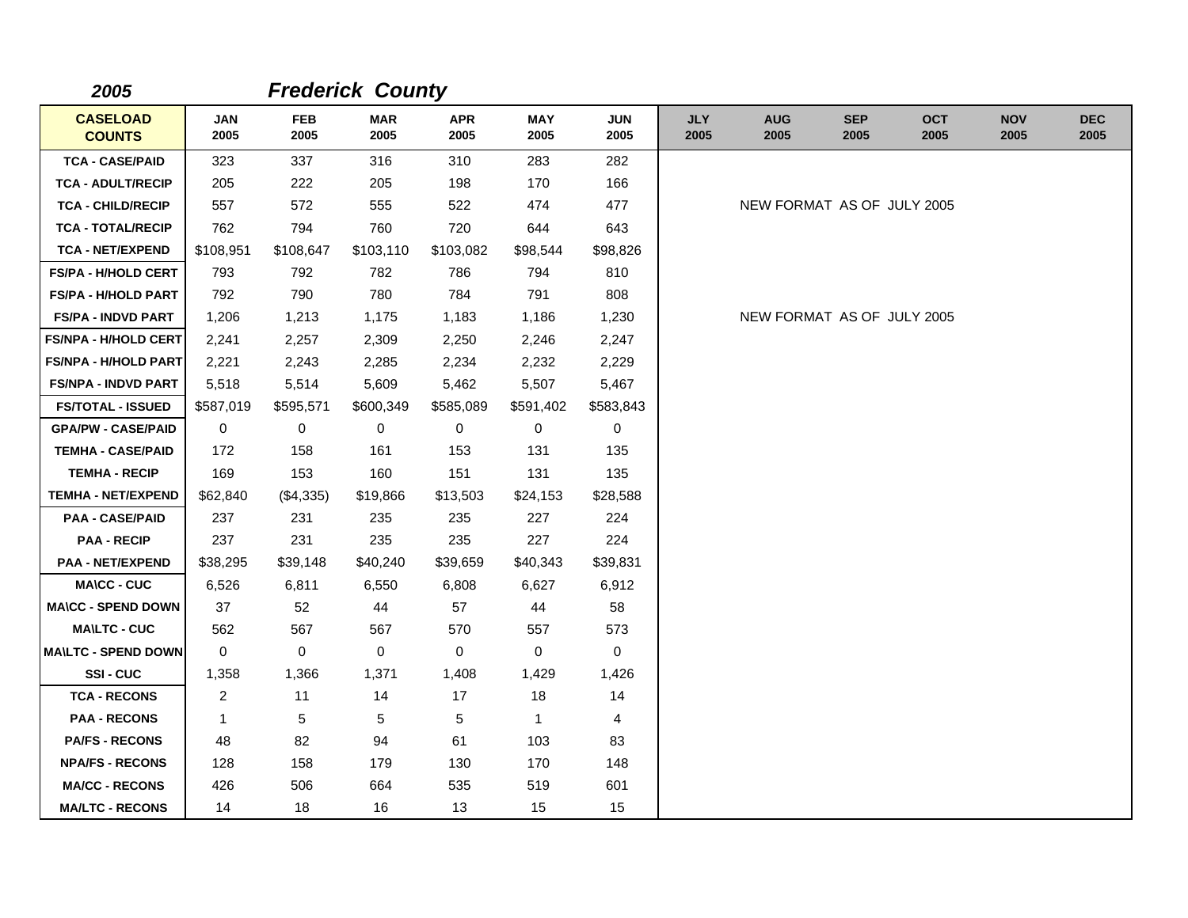**2005** **Frederick County**

| CASELOAD COUNTS | JAN 2005 | FEB 2005 | MAR 2005 | APR 2005 | MAY 2005 | JUN 2005 | JLY 2005 | AUG 2005 | SEP 2005 | OCT 2005 | NOV 2005 | DEC 2005 |
|---|---|---|---|---|---|---|---|---|---|---|---|---|
| TCA - CASE/PAID | 323 | 337 | 316 | 310 | 283 | 282 | | | | | | |
| TCA - ADULT/RECIP | 205 | 222 | 205 | 198 | 170 | 166 | | | | | | |
| TCA - CHILD/RECIP | 557 | 572 | 555 | 522 | 474 | 477 | | NEW FORMAT AS OF JULY 2005 | | | | |
| TCA - TOTAL/RECIP | 762 | 794 | 760 | 720 | 644 | 643 | | | | | | |
| TCA - NET/EXPEND | $108,951 | $108,647 | $103,110 | $103,082 | $98,544 | $98,826 | | | | | | |
| FS/PA - H/HOLD CERT | 793 | 792 | 782 | 786 | 794 | 810 | | | | | | |
| FS/PA - H/HOLD PART | 792 | 790 | 780 | 784 | 791 | 808 | | | | | | |
| FS/PA - INDVD PART | 1,206 | 1,213 | 1,175 | 1,183 | 1,186 | 1,230 | | NEW FORMAT AS OF JULY 2005 | | | | |
| FS/NPA - H/HOLD CERT | 2,241 | 2,257 | 2,309 | 2,250 | 2,246 | 2,247 | | | | | | |
| FS/NPA - H/HOLD PART | 2,221 | 2,243 | 2,285 | 2,234 | 2,232 | 2,229 | | | | | | |
| FS/NPA - INDVD PART | 5,518 | 5,514 | 5,609 | 5,462 | 5,507 | 5,467 | | | | | | |
| FS/TOTAL - ISSUED | $587,019 | $595,571 | $600,349 | $585,089 | $591,402 | $583,843 | | | | | | |
| GPA/PW - CASE/PAID | 0 | 0 | 0 | 0 | 0 | 0 | | | | | | |
| TEMHA - CASE/PAID | 172 | 158 | 161 | 153 | 131 | 135 | | | | | | |
| TEMHA - RECIP | 169 | 153 | 160 | 151 | 131 | 135 | | | | | | |
| TEMHA - NET/EXPEND | $62,840 | ($4,335) | $19,866 | $13,503 | $24,153 | $28,588 | | | | | | |
| PAA - CASE/PAID | 237 | 231 | 235 | 235 | 227 | 224 | | | | | | |
| PAA - RECIP | 237 | 231 | 235 | 235 | 227 | 224 | | | | | | |
| PAA - NET/EXPEND | $38,295 | $39,148 | $40,240 | $39,659 | $40,343 | $39,831 | | | | | | |
| MA\CC - CUC | 6,526 | 6,811 | 6,550 | 6,808 | 6,627 | 6,912 | | | | | | |
| MA\CC - SPEND DOWN | 37 | 52 | 44 | 57 | 44 | 58 | | | | | | |
| MA\LTC - CUC | 562 | 567 | 567 | 570 | 557 | 573 | | | | | | |
| MA\LTC - SPEND DOWN | 0 | 0 | 0 | 0 | 0 | 0 | | | | | | |
| SSI - CUC | 1,358 | 1,366 | 1,371 | 1,408 | 1,429 | 1,426 | | | | | | |
| TCA - RECONS | 2 | 11 | 14 | 17 | 18 | 14 | | | | | | |
| PAA - RECONS | 1 | 5 | 5 | 5 | 1 | 4 | | | | | | |
| PA/FS - RECONS | 48 | 82 | 94 | 61 | 103 | 83 | | | | | | |
| NPA/FS - RECONS | 128 | 158 | 179 | 130 | 170 | 148 | | | | | | |
| MA/CC - RECONS | 426 | 506 | 664 | 535 | 519 | 601 | | | | | | |
| MA/LTC - RECONS | 14 | 18 | 16 | 13 | 15 | 15 | | | | | | |